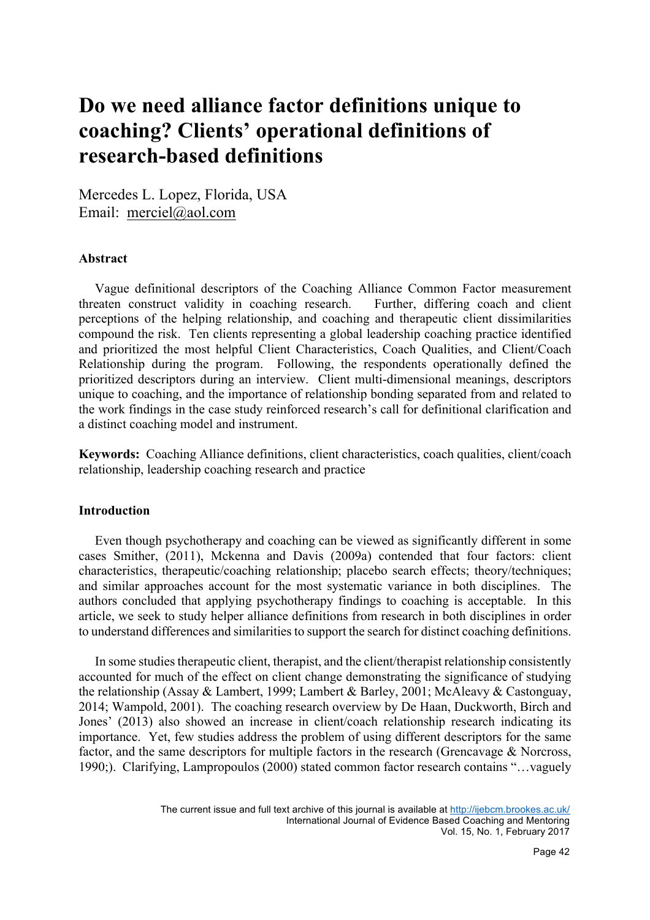# Do we need alliance factor definitions unique to coaching? Clients' operational definitions of research-based definitions

Mercedes L. Lopez, Florida, USA
Email: merciel@aol.com

### Abstract

Vague definitional descriptors of the Coaching Alliance Common Factor measurement threaten construct validity in coaching research. Further, differing coach and client perceptions of the helping relationship, and coaching and therapeutic client dissimilarities compound the risk. Ten clients representing a global leadership coaching practice identified and prioritized the most helpful Client Characteristics, Coach Qualities, and Client/Coach Relationship during the program. Following, the respondents operationally defined the prioritized descriptors during an interview. Client multi-dimensional meanings, descriptors unique to coaching, and the importance of relationship bonding separated from and related to the work findings in the case study reinforced research's call for definitional clarification and a distinct coaching model and instrument.

**Keywords:** Coaching Alliance definitions, client characteristics, coach qualities, client/coach relationship, leadership coaching research and practice

### Introduction

Even though psychotherapy and coaching can be viewed as significantly different in some cases Smither, (2011), Mckenna and Davis (2009a) contended that four factors: client characteristics, therapeutic/coaching relationship; placebo search effects; theory/techniques; and similar approaches account for the most systematic variance in both disciplines. The authors concluded that applying psychotherapy findings to coaching is acceptable. In this article, we seek to study helper alliance definitions from research in both disciplines in order to understand differences and similarities to support the search for distinct coaching definitions.

In some studies therapeutic client, therapist, and the client/therapist relationship consistently accounted for much of the effect on client change demonstrating the significance of studying the relationship (Assay & Lambert, 1999; Lambert & Barley, 2001; McAleavy & Castonguay, 2014; Wampold, 2001). The coaching research overview by De Haan, Duckworth, Birch and Jones' (2013) also showed an increase in client/coach relationship research indicating its importance. Yet, few studies address the problem of using different descriptors for the same factor, and the same descriptors for multiple factors in the research (Grencavage & Norcross, 1990;). Clarifying, Lampropoulos (2000) stated common factor research contains "…vaguely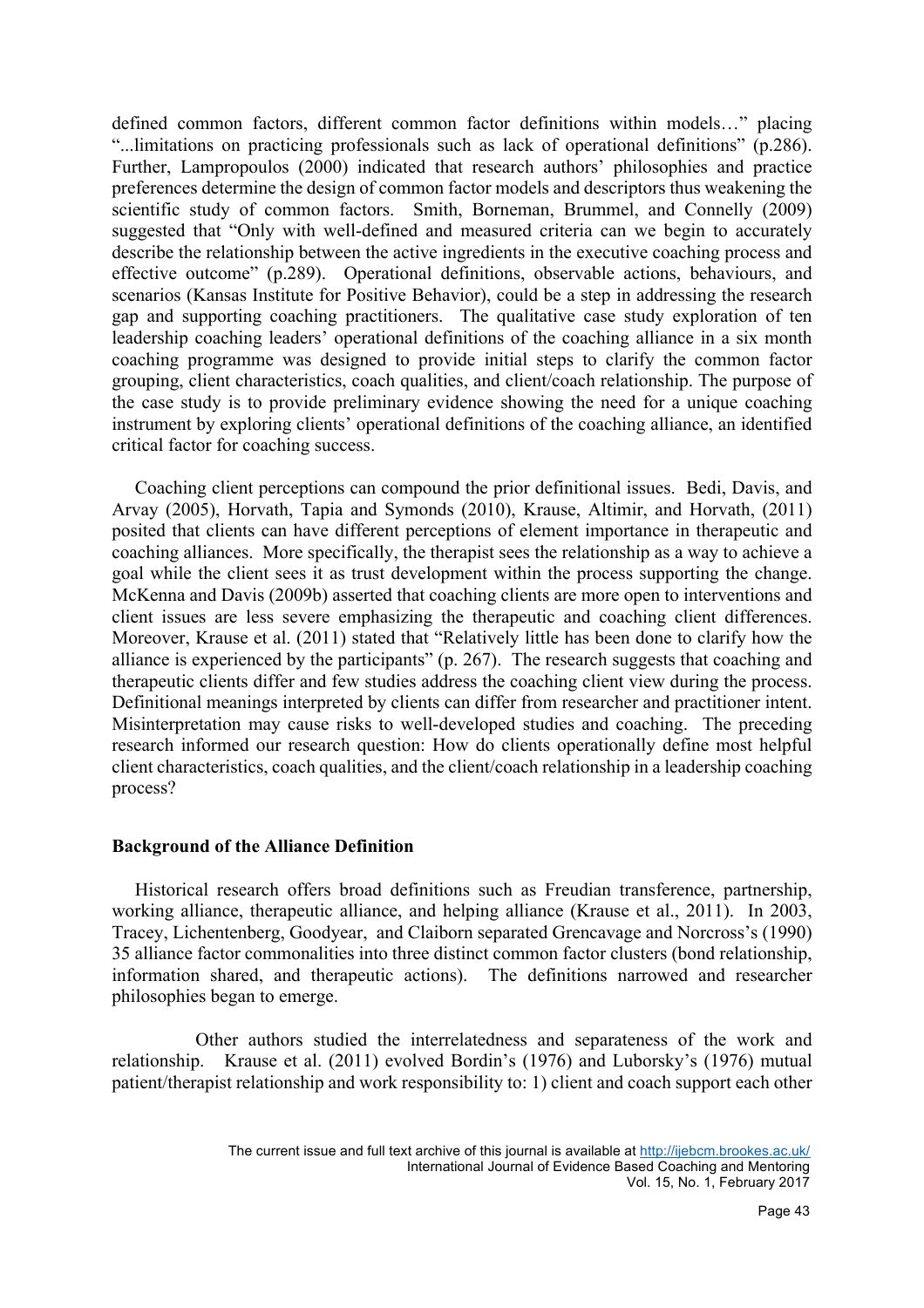defined common factors, different common factor definitions within models…" placing "...limitations on practicing professionals such as lack of operational definitions" (p.286). Further, Lampropoulos (2000) indicated that research authors' philosophies and practice preferences determine the design of common factor models and descriptors thus weakening the scientific study of common factors. Smith, Borneman, Brummel, and Connelly (2009) suggested that "Only with well-defined and measured criteria can we begin to accurately describe the relationship between the active ingredients in the executive coaching process and effective outcome" (p.289). Operational definitions, observable actions, behaviours, and scenarios (Kansas Institute for Positive Behavior), could be a step in addressing the research gap and supporting coaching practitioners. The qualitative case study exploration of ten leadership coaching leaders' operational definitions of the coaching alliance in a six month coaching programme was designed to provide initial steps to clarify the common factor grouping, client characteristics, coach qualities, and client/coach relationship. The purpose of the case study is to provide preliminary evidence showing the need for a unique coaching instrument by exploring clients' operational definitions of the coaching alliance, an identified critical factor for coaching success.

Coaching client perceptions can compound the prior definitional issues. Bedi, Davis, and Arvay (2005), Horvath, Tapia and Symonds (2010), Krause, Altimir, and Horvath, (2011) posited that clients can have different perceptions of element importance in therapeutic and coaching alliances. More specifically, the therapist sees the relationship as a way to achieve a goal while the client sees it as trust development within the process supporting the change. McKenna and Davis (2009b) asserted that coaching clients are more open to interventions and client issues are less severe emphasizing the therapeutic and coaching client differences. Moreover, Krause et al. (2011) stated that "Relatively little has been done to clarify how the alliance is experienced by the participants" (p. 267). The research suggests that coaching and therapeutic clients differ and few studies address the coaching client view during the process. Definitional meanings interpreted by clients can differ from researcher and practitioner intent. Misinterpretation may cause risks to well-developed studies and coaching. The preceding research informed our research question: How do clients operationally define most helpful client characteristics, coach qualities, and the client/coach relationship in a leadership coaching process?

## Background of the Alliance Definition

Historical research offers broad definitions such as Freudian transference, partnership, working alliance, therapeutic alliance, and helping alliance (Krause et al., 2011). In 2003, Tracey, Lichentenberg, Goodyear, and Claiborn separated Grencavage and Norcross's (1990) 35 alliance factor commonalities into three distinct common factor clusters (bond relationship, information shared, and therapeutic actions). The definitions narrowed and researcher philosophies began to emerge.

Other authors studied the interrelatedness and separateness of the work and relationship. Krause et al. (2011) evolved Bordin's (1976) and Luborsky's (1976) mutual patient/therapist relationship and work responsibility to: 1) client and coach support each other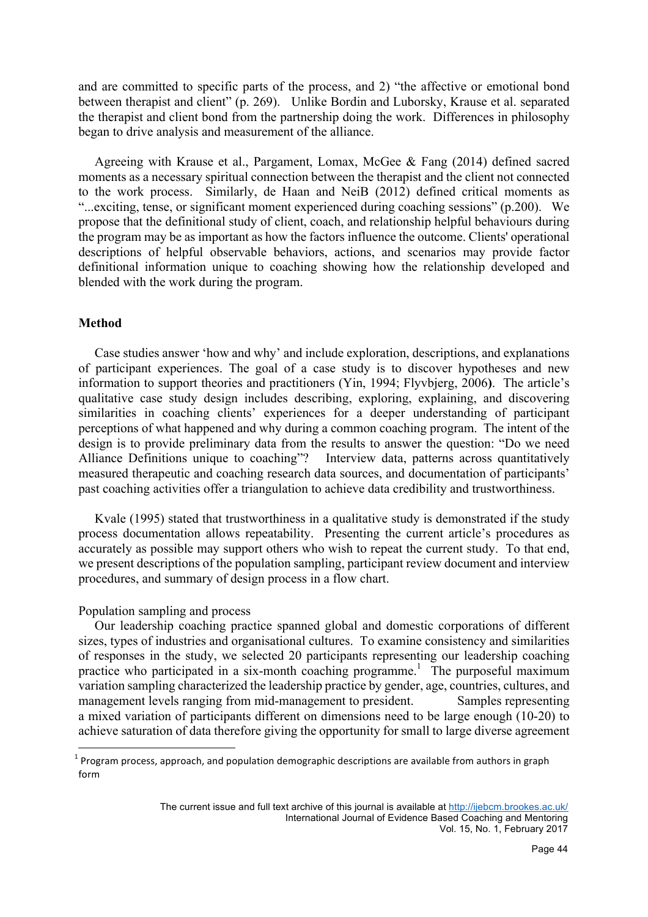and are committed to specific parts of the process, and 2) "the affective or emotional bond between therapist and client" (p. 269). Unlike Bordin and Luborsky, Krause et al. separated the therapist and client bond from the partnership doing the work. Differences in philosophy began to drive analysis and measurement of the alliance.

Agreeing with Krause et al., Pargament, Lomax, McGee & Fang (2014) defined sacred moments as a necessary spiritual connection between the therapist and the client not connected to the work process. Similarly, de Haan and NeiB (2012) defined critical moments as "...exciting, tense, or significant moment experienced during coaching sessions" (p.200). We propose that the definitional study of client, coach, and relationship helpful behaviours during the program may be as important as how the factors influence the outcome. Clients' operational descriptions of helpful observable behaviors, actions, and scenarios may provide factor definitional information unique to coaching showing how the relationship developed and blended with the work during the program.

## Method

Case studies answer 'how and why' and include exploration, descriptions, and explanations of participant experiences. The goal of a case study is to discover hypotheses and new information to support theories and practitioners (Yin, 1994; Flyvbjerg, 2006**)**. The article's qualitative case study design includes describing, exploring, explaining, and discovering similarities in coaching clients' experiences for a deeper understanding of participant perceptions of what happened and why during a common coaching program. The intent of the design is to provide preliminary data from the results to answer the question: "Do we need Alliance Definitions unique to coaching"? Interview data, patterns across quantitatively measured therapeutic and coaching research data sources, and documentation of participants' past coaching activities offer a triangulation to achieve data credibility and trustworthiness.

Kvale (1995) stated that trustworthiness in a qualitative study is demonstrated if the study process documentation allows repeatability. Presenting the current article's procedures as accurately as possible may support others who wish to repeat the current study. To that end, we present descriptions of the population sampling, participant review document and interview procedures, and summary of design process in a flow chart.

### Population sampling and process

Our leadership coaching practice spanned global and domestic corporations of different sizes, types of industries and organisational cultures. To examine consistency and similarities of responses in the study, we selected 20 participants representing our leadership coaching practice who participated in a six-month coaching programme.[1] The purposeful maximum variation sampling characterized the leadership practice by gender, age, countries, cultures, and management levels ranging from mid-management to president. Samples representing a mixed variation of participants different on dimensions need to be large enough (10-20) to achieve saturation of data therefore giving the opportunity for small to large diverse agreement

[1] Program process, approach, and population demographic descriptions are available from authors in graph form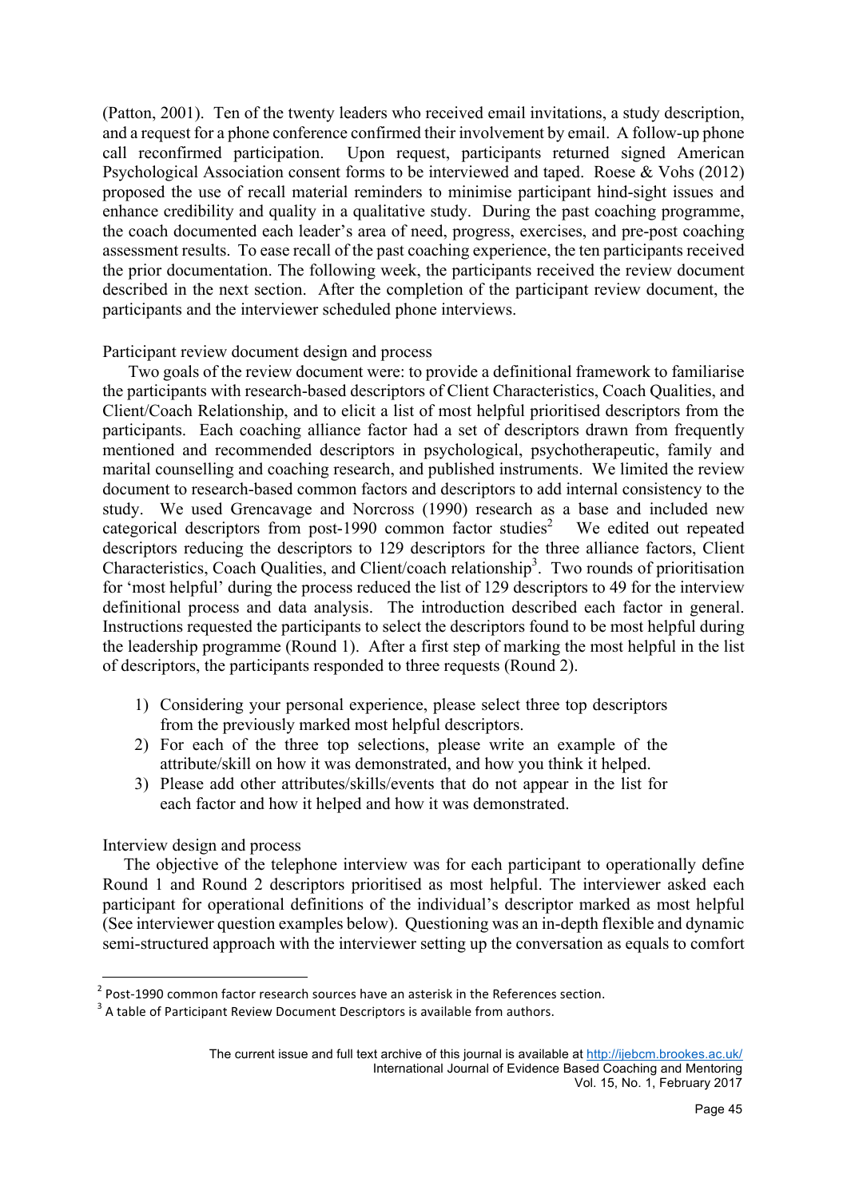(Patton, 2001). Ten of the twenty leaders who received email invitations, a study description, and a request for a phone conference confirmed their involvement by email. A follow-up phone call reconfirmed participation. Upon request, participants returned signed American Psychological Association consent forms to be interviewed and taped. Roese & Vohs (2012) proposed the use of recall material reminders to minimise participant hind-sight issues and enhance credibility and quality in a qualitative study. During the past coaching programme, the coach documented each leader's area of need, progress, exercises, and pre-post coaching assessment results. To ease recall of the past coaching experience, the ten participants received the prior documentation. The following week, the participants received the review document described in the next section. After the completion of the participant review document, the participants and the interviewer scheduled phone interviews.

### Participant review document design and process

Two goals of the review document were: to provide a definitional framework to familiarise the participants with research-based descriptors of Client Characteristics, Coach Qualities, and Client/Coach Relationship, and to elicit a list of most helpful prioritised descriptors from the participants. Each coaching alliance factor had a set of descriptors drawn from frequently mentioned and recommended descriptors in psychological, psychotherapeutic, family and marital counselling and coaching research, and published instruments. We limited the review document to research-based common factors and descriptors to add internal consistency to the study. We used Grencavage and Norcross (1990) research as a base and included new categorical descriptors from post-1990 common factor studies[2] We edited out repeated descriptors reducing the descriptors to 129 descriptors for the three alliance factors, Client Characteristics, Coach Qualities, and Client/coach relationship[3]. Two rounds of prioritisation for 'most helpful' during the process reduced the list of 129 descriptors to 49 for the interview definitional process and data analysis. The introduction described each factor in general. Instructions requested the participants to select the descriptors found to be most helpful during the leadership programme (Round 1). After a first step of marking the most helpful in the list of descriptors, the participants responded to three requests (Round 2).

1) Considering your personal experience, please select three top descriptors from the previously marked most helpful descriptors.
2) For each of the three top selections, please write an example of the attribute/skill on how it was demonstrated, and how you think it helped.
3) Please add other attributes/skills/events that do not appear in the list for each factor and how it helped and how it was demonstrated.

### Interview design and process

The objective of the telephone interview was for each participant to operationally define Round 1 and Round 2 descriptors prioritised as most helpful. The interviewer asked each participant for operational definitions of the individual's descriptor marked as most helpful (See interviewer question examples below). Questioning was an in-depth flexible and dynamic semi-structured approach with the interviewer setting up the conversation as equals to comfort

[2] Post-1990 common factor research sources have an asterisk in the References section.

[3] A table of Participant Review Document Descriptors is available from authors.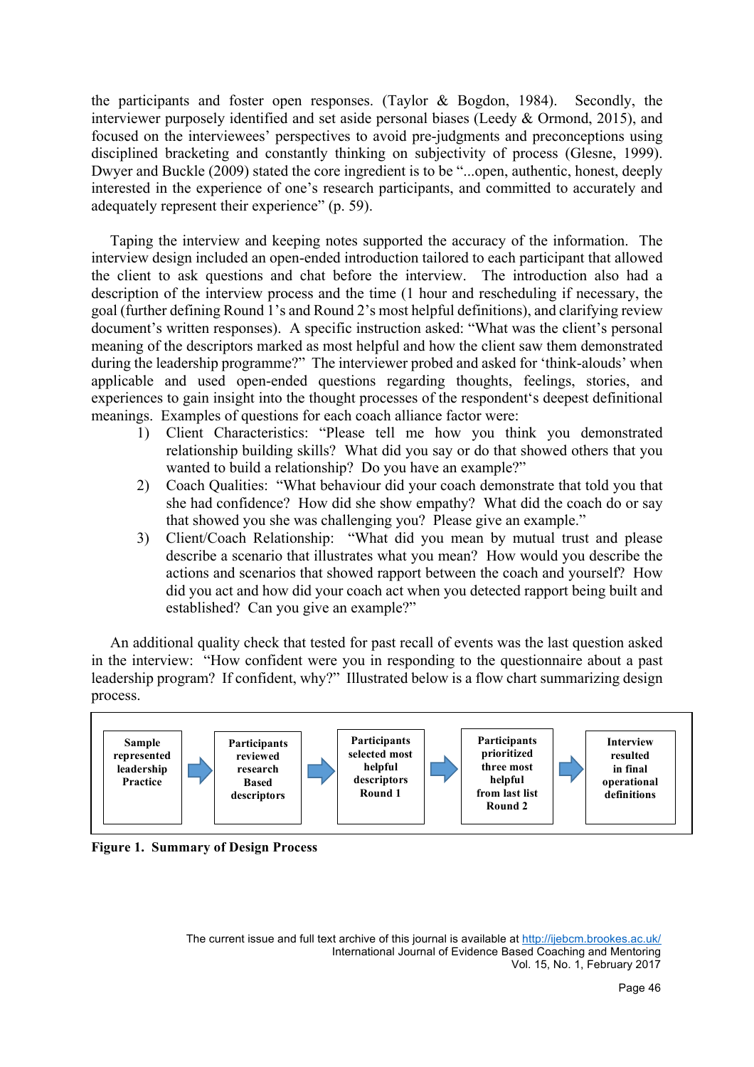the participants and foster open responses. (Taylor & Bogdon, 1984). Secondly, the interviewer purposely identified and set aside personal biases (Leedy & Ormond, 2015), and focused on the interviewees' perspectives to avoid pre-judgments and preconceptions using disciplined bracketing and constantly thinking on subjectivity of process (Glesne, 1999). Dwyer and Buckle (2009) stated the core ingredient is to be "...open, authentic, honest, deeply interested in the experience of one's research participants, and committed to accurately and adequately represent their experience" (p. 59).

Taping the interview and keeping notes supported the accuracy of the information. The interview design included an open-ended introduction tailored to each participant that allowed the client to ask questions and chat before the interview. The introduction also had a description of the interview process and the time (1 hour and rescheduling if necessary, the goal (further defining Round 1's and Round 2's most helpful definitions), and clarifying review document's written responses). A specific instruction asked: "What was the client's personal meaning of the descriptors marked as most helpful and how the client saw them demonstrated during the leadership programme?" The interviewer probed and asked for 'think-alouds' when applicable and used open-ended questions regarding thoughts, feelings, stories, and experiences to gain insight into the thought processes of the respondent's deepest definitional meanings. Examples of questions for each coach alliance factor were:

1) Client Characteristics: "Please tell me how you think you demonstrated relationship building skills? What did you say or do that showed others that you wanted to build a relationship? Do you have an example?"
2) Coach Qualities: "What behaviour did your coach demonstrate that told you that she had confidence? How did she show empathy? What did the coach do or say that showed you she was challenging you? Please give an example."
3) Client/Coach Relationship: "What did you mean by mutual trust and please describe a scenario that illustrates what you mean? How would you describe the actions and scenarios that showed rapport between the coach and yourself? How did you act and how did your coach act when you detected rapport being built and established? Can you give an example?"

An additional quality check that tested for past recall of events was the last question asked in the interview: "How confident were you in responding to the questionnaire about a past leadership program? If confident, why?" Illustrated below is a flow chart summarizing design process.

| Sample represented leadership Practice | → | Participants reviewed research Based descriptors | → | Participants selected most helpful descriptors Round 1 | → | Participants prioritized three most helpful from last list Round 2 | → | Interview resulted in final operational definitions |
|---|---|---|---|---|---|---|---|---|

**Figure 1. Summary of Design Process**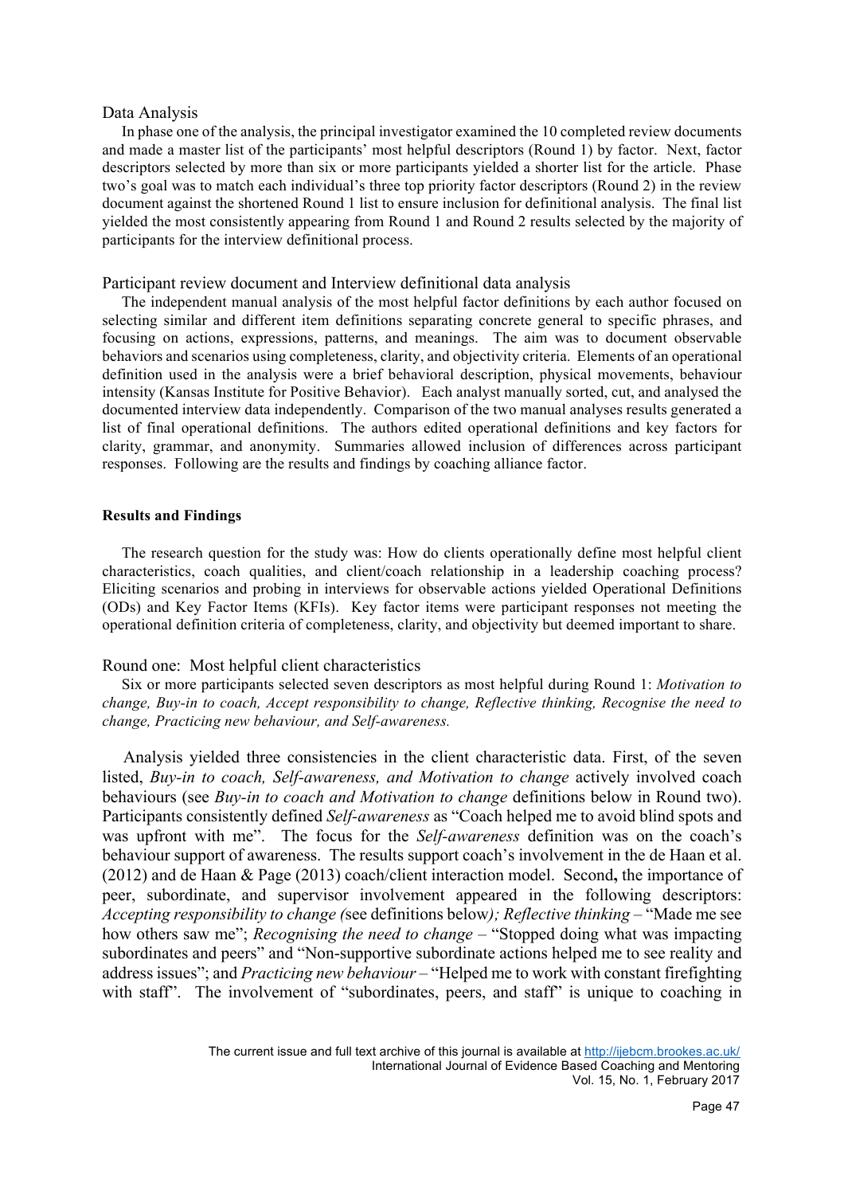## Data Analysis

In phase one of the analysis, the principal investigator examined the 10 completed review documents and made a master list of the participants' most helpful descriptors (Round 1) by factor. Next, factor descriptors selected by more than six or more participants yielded a shorter list for the article. Phase two's goal was to match each individual's three top priority factor descriptors (Round 2) in the review document against the shortened Round 1 list to ensure inclusion for definitional analysis. The final list yielded the most consistently appearing from Round 1 and Round 2 results selected by the majority of participants for the interview definitional process.

## Participant review document and Interview definitional data analysis

The independent manual analysis of the most helpful factor definitions by each author focused on selecting similar and different item definitions separating concrete general to specific phrases, and focusing on actions, expressions, patterns, and meanings. The aim was to document observable behaviors and scenarios using completeness, clarity, and objectivity criteria. Elements of an operational definition used in the analysis were a brief behavioral description, physical movements, behaviour intensity (Kansas Institute for Positive Behavior). Each analyst manually sorted, cut, and analysed the documented interview data independently. Comparison of the two manual analyses results generated a list of final operational definitions. The authors edited operational definitions and key factors for clarity, grammar, and anonymity. Summaries allowed inclusion of differences across participant responses. Following are the results and findings by coaching alliance factor.

## Results and Findings

The research question for the study was: How do clients operationally define most helpful client characteristics, coach qualities, and client/coach relationship in a leadership coaching process? Eliciting scenarios and probing in interviews for observable actions yielded Operational Definitions (ODs) and Key Factor Items (KFIs). Key factor items were participant responses not meeting the operational definition criteria of completeness, clarity, and objectivity but deemed important to share.

### Round one: Most helpful client characteristics

Six or more participants selected seven descriptors as most helpful during Round 1: *Motivation to change, Buy-in to coach, Accept responsibility to change, Reflective thinking, Recognise the need to change, Practicing new behaviour, and Self-awareness.*

Analysis yielded three consistencies in the client characteristic data. First, of the seven listed, *Buy-in to coach, Self-awareness, and Motivation to change* actively involved coach behaviours (see *Buy-in to coach and Motivation to change* definitions below in Round two). Participants consistently defined *Self-awareness* as "Coach helped me to avoid blind spots and was upfront with me". The focus for the *Self-awareness* definition was on the coach's behaviour support of awareness. The results support coach's involvement in the de Haan et al. (2012) and de Haan & Page (2013) coach/client interaction model. Second**,** the importance of peer, subordinate, and supervisor involvement appeared in the following descriptors: *Accepting responsibility to change (*see definitions below*); Reflective thinking* – "Made me see how others saw me"; *Recognising the need to change* – "Stopped doing what was impacting subordinates and peers" and "Non-supportive subordinate actions helped me to see reality and address issues"; and *Practicing new behaviour* – "Helped me to work with constant firefighting with staff". The involvement of "subordinates, peers, and staff" is unique to coaching in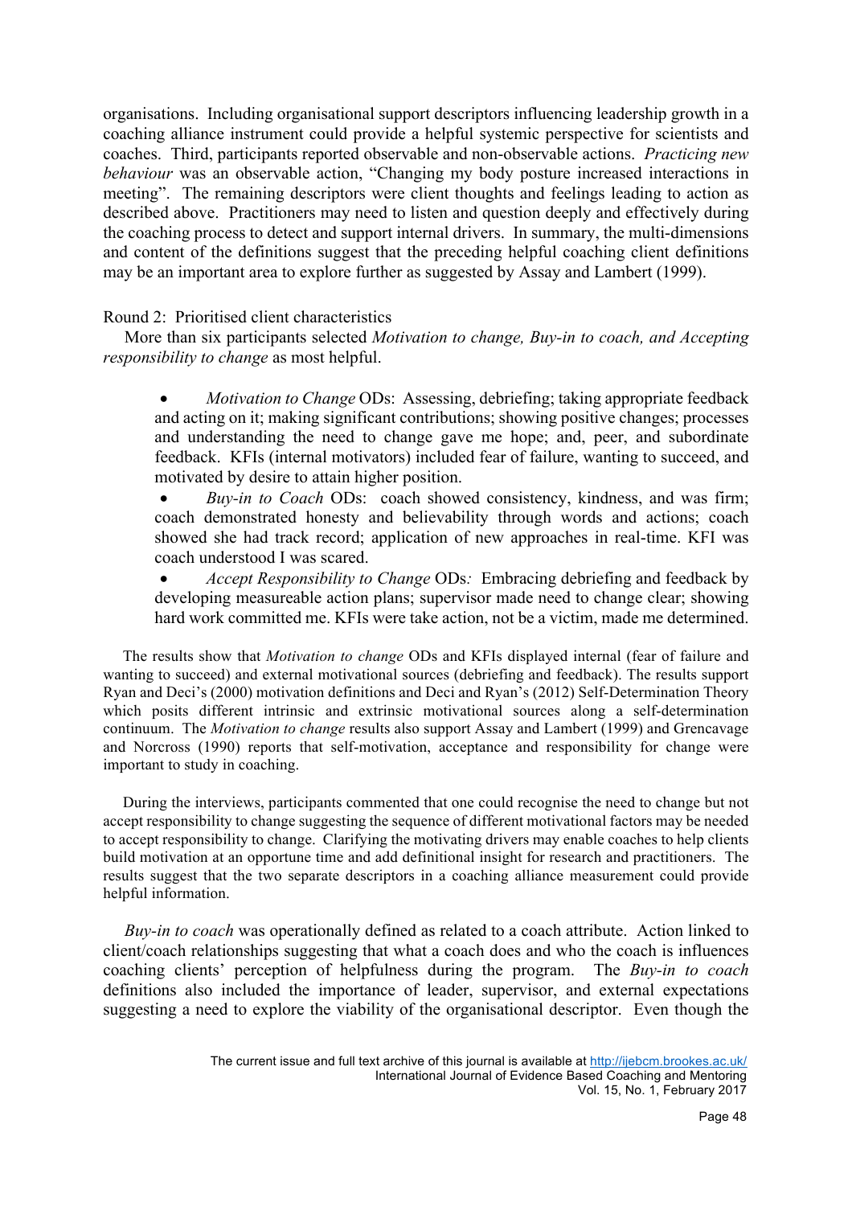organisations. Including organisational support descriptors influencing leadership growth in a coaching alliance instrument could provide a helpful systemic perspective for scientists and coaches. Third, participants reported observable and non-observable actions. *Practicing new behaviour* was an observable action, "Changing my body posture increased interactions in meeting". The remaining descriptors were client thoughts and feelings leading to action as described above. Practitioners may need to listen and question deeply and effectively during the coaching process to detect and support internal drivers. In summary, the multi-dimensions and content of the definitions suggest that the preceding helpful coaching client definitions may be an important area to explore further as suggested by Assay and Lambert (1999).

Round 2: Prioritised client characteristics

More than six participants selected *Motivation to change, Buy-in to coach, and Accepting responsibility to change* as most helpful.

- *Motivation to Change* ODs: Assessing, debriefing; taking appropriate feedback and acting on it; making significant contributions; showing positive changes; processes and understanding the need to change gave me hope; and, peer, and subordinate feedback. KFIs (internal motivators) included fear of failure, wanting to succeed, and motivated by desire to attain higher position.
- *Buy-in to Coach* ODs: coach showed consistency, kindness, and was firm; coach demonstrated honesty and believability through words and actions; coach showed she had track record; application of new approaches in real-time. KFI was coach understood I was scared.
- *Accept Responsibility to Change* ODs*:* Embracing debriefing and feedback by developing measureable action plans; supervisor made need to change clear; showing hard work committed me. KFIs were take action, not be a victim, made me determined.

The results show that *Motivation to change* ODs and KFIs displayed internal (fear of failure and wanting to succeed) and external motivational sources (debriefing and feedback). The results support Ryan and Deci's (2000) motivation definitions and Deci and Ryan's (2012) Self-Determination Theory which posits different intrinsic and extrinsic motivational sources along a self-determination continuum. The *Motivation to change* results also support Assay and Lambert (1999) and Grencavage and Norcross (1990) reports that self-motivation, acceptance and responsibility for change were important to study in coaching.

During the interviews, participants commented that one could recognise the need to change but not accept responsibility to change suggesting the sequence of different motivational factors may be needed to accept responsibility to change. Clarifying the motivating drivers may enable coaches to help clients build motivation at an opportune time and add definitional insight for research and practitioners. The results suggest that the two separate descriptors in a coaching alliance measurement could provide helpful information.

*Buy-in to coach* was operationally defined as related to a coach attribute. Action linked to client/coach relationships suggesting that what a coach does and who the coach is influences coaching clients' perception of helpfulness during the program. The *Buy-in to coach* definitions also included the importance of leader, supervisor, and external expectations suggesting a need to explore the viability of the organisational descriptor. Even though the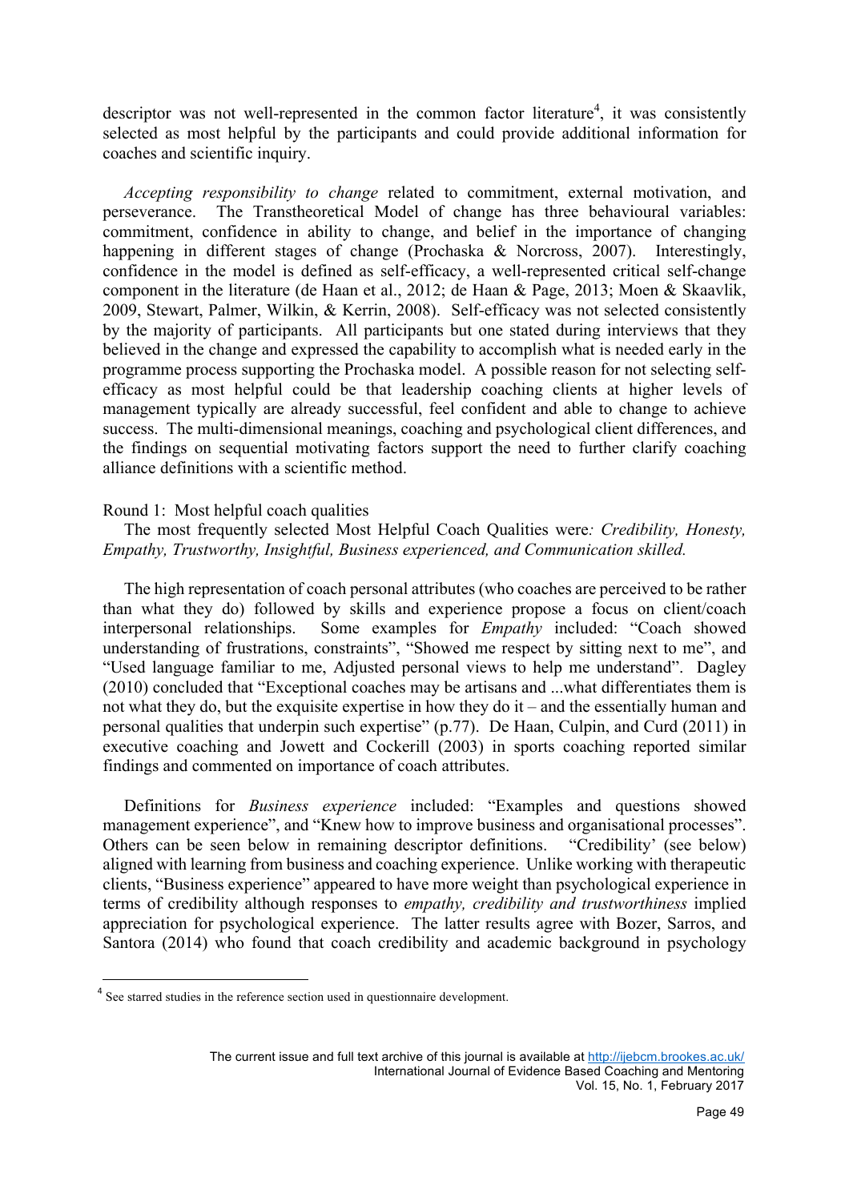descriptor was not well-represented in the common factor literature[4], it was consistently selected as most helpful by the participants and could provide additional information for coaches and scientific inquiry.

*Accepting responsibility to change* related to commitment, external motivation, and perseverance. The Transtheoretical Model of change has three behavioural variables: commitment, confidence in ability to change, and belief in the importance of changing happening in different stages of change (Prochaska & Norcross, 2007). Interestingly, confidence in the model is defined as self-efficacy, a well-represented critical self-change component in the literature (de Haan et al., 2012; de Haan & Page, 2013; Moen & Skaavlik, 2009, Stewart, Palmer, Wilkin, & Kerrin, 2008). Self-efficacy was not selected consistently by the majority of participants. All participants but one stated during interviews that they believed in the change and expressed the capability to accomplish what is needed early in the programme process supporting the Prochaska model. A possible reason for not selecting self-efficacy as most helpful could be that leadership coaching clients at higher levels of management typically are already successful, feel confident and able to change to achieve success. The multi-dimensional meanings, coaching and psychological client differences, and the findings on sequential motivating factors support the need to further clarify coaching alliance definitions with a scientific method.

Round 1: Most helpful coach qualities

The most frequently selected Most Helpful Coach Qualities were*: Credibility, Honesty, Empathy, Trustworthy, Insightful, Business experienced, and Communication skilled.*

The high representation of coach personal attributes (who coaches are perceived to be rather than what they do) followed by skills and experience propose a focus on client/coach interpersonal relationships. Some examples for *Empathy* included: "Coach showed understanding of frustrations, constraints", "Showed me respect by sitting next to me", and "Used language familiar to me, Adjusted personal views to help me understand". Dagley (2010) concluded that "Exceptional coaches may be artisans and ...what differentiates them is not what they do, but the exquisite expertise in how they do it – and the essentially human and personal qualities that underpin such expertise" (p.77). De Haan, Culpin, and Curd (2011) in executive coaching and Jowett and Cockerill (2003) in sports coaching reported similar findings and commented on importance of coach attributes.

Definitions for *Business experience* included: "Examples and questions showed management experience", and "Knew how to improve business and organisational processes". Others can be seen below in remaining descriptor definitions. "Credibility' (see below) aligned with learning from business and coaching experience. Unlike working with therapeutic clients, "Business experience" appeared to have more weight than psychological experience in terms of credibility although responses to *empathy, credibility and trustworthiness* implied appreciation for psychological experience. The latter results agree with Bozer, Sarros, and Santora (2014) who found that coach credibility and academic background in psychology

[4] See starred studies in the reference section used in questionnaire development.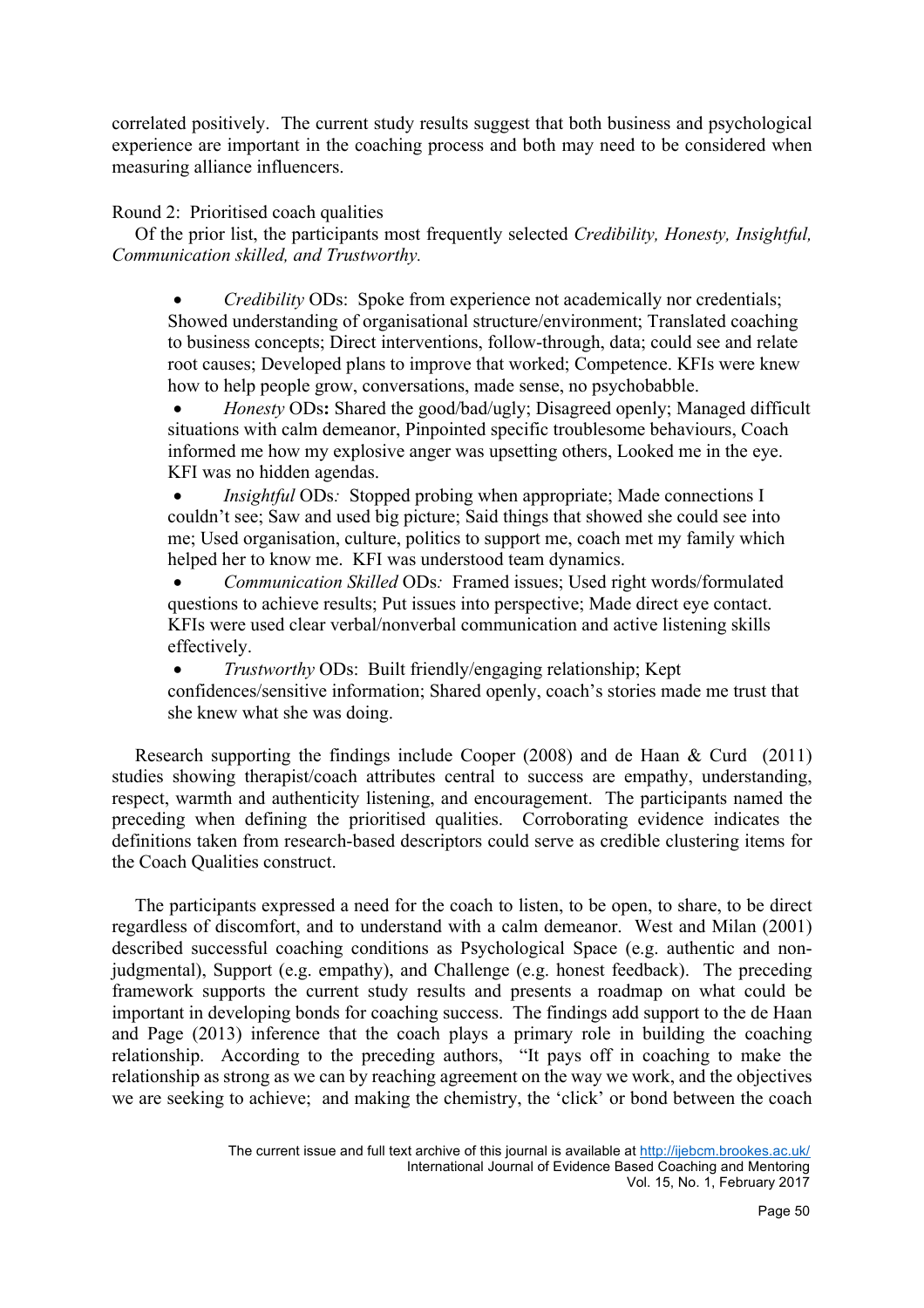correlated positively. The current study results suggest that both business and psychological experience are important in the coaching process and both may need to be considered when measuring alliance influencers.

Round 2: Prioritised coach qualities

Of the prior list, the participants most frequently selected *Credibility, Honesty, Insightful, Communication skilled, and Trustworthy.*

- *Credibility* ODs: Spoke from experience not academically nor credentials; Showed understanding of organisational structure/environment; Translated coaching to business concepts; Direct interventions, follow-through, data; could see and relate root causes; Developed plans to improve that worked; Competence. KFIs were knew how to help people grow, conversations, made sense, no psychobabble.
- *Honesty* ODs**:** Shared the good/bad/ugly; Disagreed openly; Managed difficult situations with calm demeanor, Pinpointed specific troublesome behaviours, Coach informed me how my explosive anger was upsetting others, Looked me in the eye. KFI was no hidden agendas.
- *Insightful* ODs*:* Stopped probing when appropriate; Made connections I couldn't see; Saw and used big picture; Said things that showed she could see into me; Used organisation, culture, politics to support me, coach met my family which helped her to know me. KFI was understood team dynamics.
- *Communication Skilled* ODs*:* Framed issues; Used right words/formulated questions to achieve results; Put issues into perspective; Made direct eye contact. KFIs were used clear verbal/nonverbal communication and active listening skills effectively.
- *Trustworthy* ODs: Built friendly/engaging relationship; Kept confidences/sensitive information; Shared openly, coach's stories made me trust that she knew what she was doing.

Research supporting the findings include Cooper (2008) and de Haan & Curd (2011) studies showing therapist/coach attributes central to success are empathy, understanding, respect, warmth and authenticity listening, and encouragement. The participants named the preceding when defining the prioritised qualities. Corroborating evidence indicates the definitions taken from research-based descriptors could serve as credible clustering items for the Coach Qualities construct.

The participants expressed a need for the coach to listen, to be open, to share, to be direct regardless of discomfort, and to understand with a calm demeanor. West and Milan (2001) described successful coaching conditions as Psychological Space (e.g. authentic and non-judgmental), Support (e.g. empathy), and Challenge (e.g. honest feedback). The preceding framework supports the current study results and presents a roadmap on what could be important in developing bonds for coaching success. The findings add support to the de Haan and Page (2013) inference that the coach plays a primary role in building the coaching relationship. According to the preceding authors, "It pays off in coaching to make the relationship as strong as we can by reaching agreement on the way we work, and the objectives we are seeking to achieve; and making the chemistry, the 'click' or bond between the coach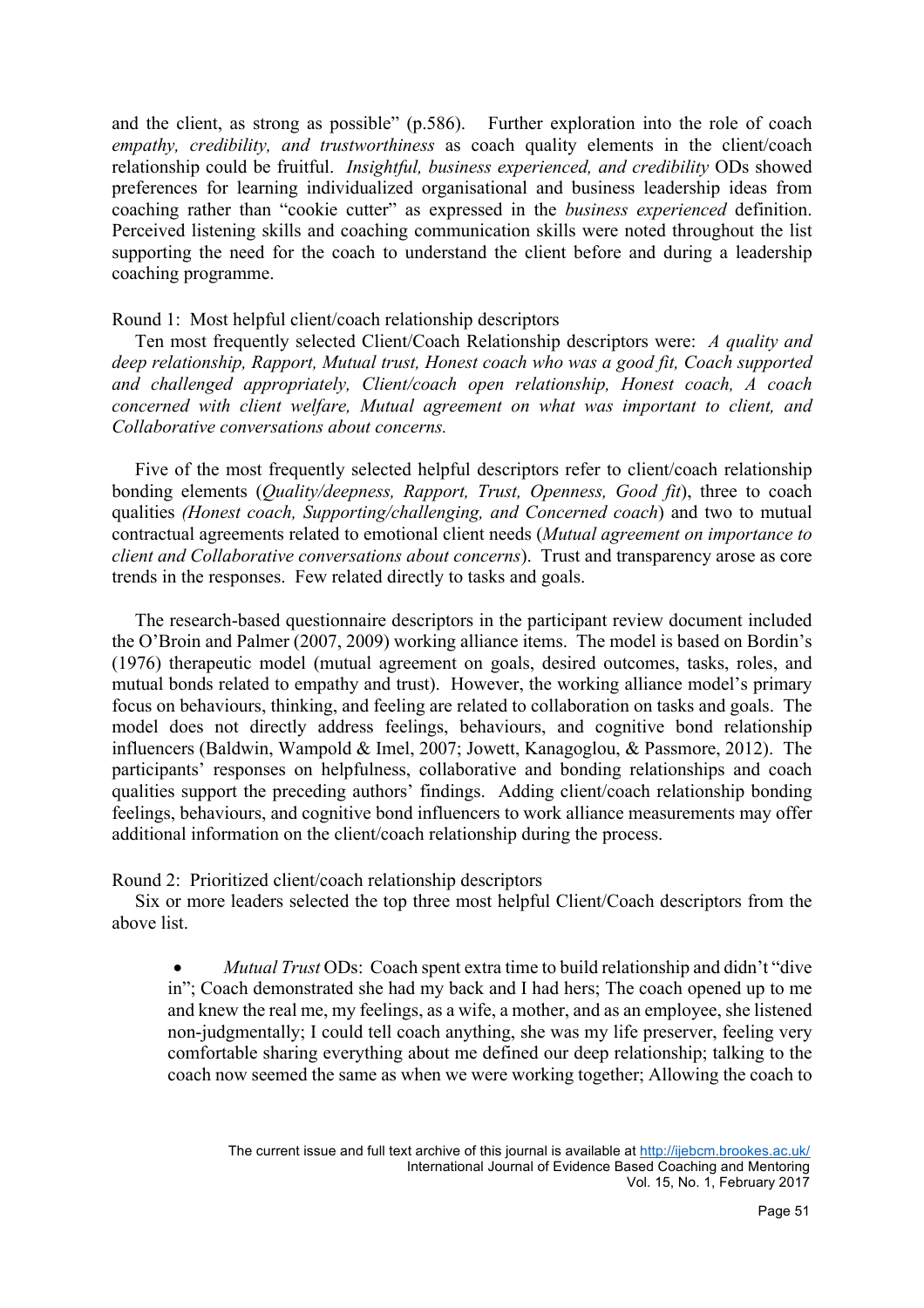and the client, as strong as possible" (p.586). Further exploration into the role of coach *empathy, credibility, and trustworthiness* as coach quality elements in the client/coach relationship could be fruitful. *Insightful, business experienced, and credibility* ODs showed preferences for learning individualized organisational and business leadership ideas from coaching rather than "cookie cutter" as expressed in the *business experienced* definition. Perceived listening skills and coaching communication skills were noted throughout the list supporting the need for the coach to understand the client before and during a leadership coaching programme.

Round 1: Most helpful client/coach relationship descriptors

Ten most frequently selected Client/Coach Relationship descriptors were: *A quality and deep relationship, Rapport, Mutual trust, Honest coach who was a good fit, Coach supported and challenged appropriately, Client/coach open relationship, Honest coach, A coach concerned with client welfare, Mutual agreement on what was important to client, and Collaborative conversations about concerns.*

Five of the most frequently selected helpful descriptors refer to client/coach relationship bonding elements (*Quality/deepness, Rapport, Trust, Openness, Good fit*), three to coach qualities *(Honest coach, Supporting/challenging, and Concerned coach*) and two to mutual contractual agreements related to emotional client needs (*Mutual agreement on importance to client and Collaborative conversations about concerns*). Trust and transparency arose as core trends in the responses. Few related directly to tasks and goals.

The research-based questionnaire descriptors in the participant review document included the O'Broin and Palmer (2007, 2009) working alliance items. The model is based on Bordin's (1976) therapeutic model (mutual agreement on goals, desired outcomes, tasks, roles, and mutual bonds related to empathy and trust). However, the working alliance model's primary focus on behaviours, thinking, and feeling are related to collaboration on tasks and goals. The model does not directly address feelings, behaviours, and cognitive bond relationship influencers (Baldwin, Wampold & Imel, 2007; Jowett, Kanagoglou, & Passmore, 2012). The participants' responses on helpfulness, collaborative and bonding relationships and coach qualities support the preceding authors' findings. Adding client/coach relationship bonding feelings, behaviours, and cognitive bond influencers to work alliance measurements may offer additional information on the client/coach relationship during the process.

Round 2: Prioritized client/coach relationship descriptors

Six or more leaders selected the top three most helpful Client/Coach descriptors from the above list.

- *Mutual Trust* ODs: Coach spent extra time to build relationship and didn't "dive in"; Coach demonstrated she had my back and I had hers; The coach opened up to me and knew the real me, my feelings, as a wife, a mother, and as an employee, she listened non-judgmentally; I could tell coach anything, she was my life preserver, feeling very comfortable sharing everything about me defined our deep relationship; talking to the coach now seemed the same as when we were working together; Allowing the coach to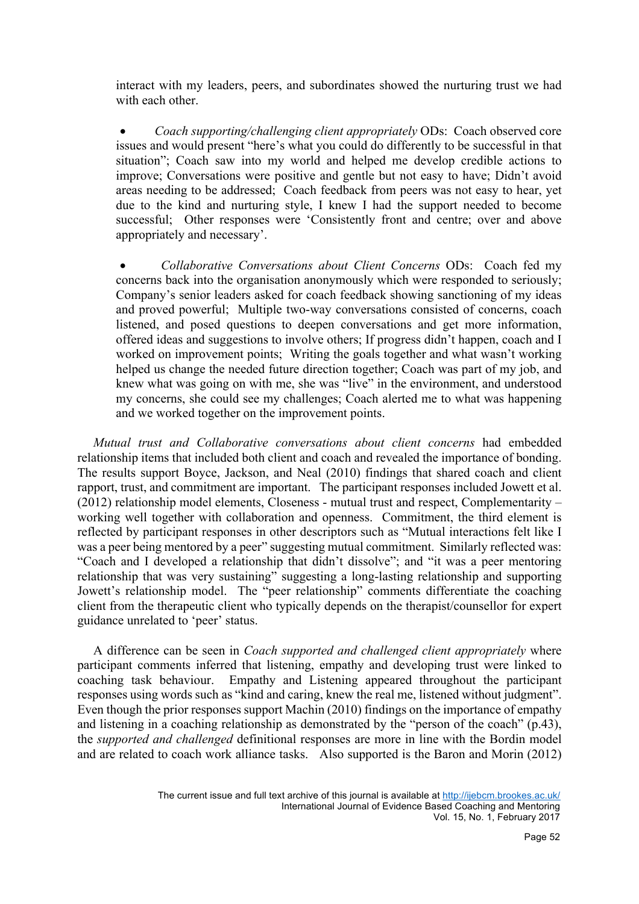interact with my leaders, peers, and subordinates showed the nurturing trust we had with each other.

- *Coach supporting/challenging client appropriately* ODs: Coach observed core issues and would present "here's what you could do differently to be successful in that situation"; Coach saw into my world and helped me develop credible actions to improve; Conversations were positive and gentle but not easy to have; Didn't avoid areas needing to be addressed; Coach feedback from peers was not easy to hear, yet due to the kind and nurturing style, I knew I had the support needed to become successful; Other responses were 'Consistently front and centre; over and above appropriately and necessary'.

- *Collaborative Conversations about Client Concerns* ODs: Coach fed my concerns back into the organisation anonymously which were responded to seriously; Company's senior leaders asked for coach feedback showing sanctioning of my ideas and proved powerful; Multiple two-way conversations consisted of concerns, coach listened, and posed questions to deepen conversations and get more information, offered ideas and suggestions to involve others; If progress didn't happen, coach and I worked on improvement points; Writing the goals together and what wasn't working helped us change the needed future direction together; Coach was part of my job, and knew what was going on with me, she was "live" in the environment, and understood my concerns, she could see my challenges; Coach alerted me to what was happening and we worked together on the improvement points.

*Mutual trust and Collaborative conversations about client concerns* had embedded relationship items that included both client and coach and revealed the importance of bonding. The results support Boyce, Jackson, and Neal (2010) findings that shared coach and client rapport, trust, and commitment are important. The participant responses included Jowett et al. (2012) relationship model elements, Closeness - mutual trust and respect, Complementarity – working well together with collaboration and openness. Commitment, the third element is reflected by participant responses in other descriptors such as "Mutual interactions felt like I was a peer being mentored by a peer" suggesting mutual commitment. Similarly reflected was: "Coach and I developed a relationship that didn't dissolve"; and "it was a peer mentoring relationship that was very sustaining" suggesting a long-lasting relationship and supporting Jowett's relationship model. The "peer relationship" comments differentiate the coaching client from the therapeutic client who typically depends on the therapist/counsellor for expert guidance unrelated to 'peer' status.

A difference can be seen in *Coach supported and challenged client appropriately* where participant comments inferred that listening, empathy and developing trust were linked to coaching task behaviour. Empathy and Listening appeared throughout the participant responses using words such as "kind and caring, knew the real me, listened without judgment". Even though the prior responses support Machin (2010) findings on the importance of empathy and listening in a coaching relationship as demonstrated by the "person of the coach" (p.43), the *supported and challenged* definitional responses are more in line with the Bordin model and are related to coach work alliance tasks. Also supported is the Baron and Morin (2012)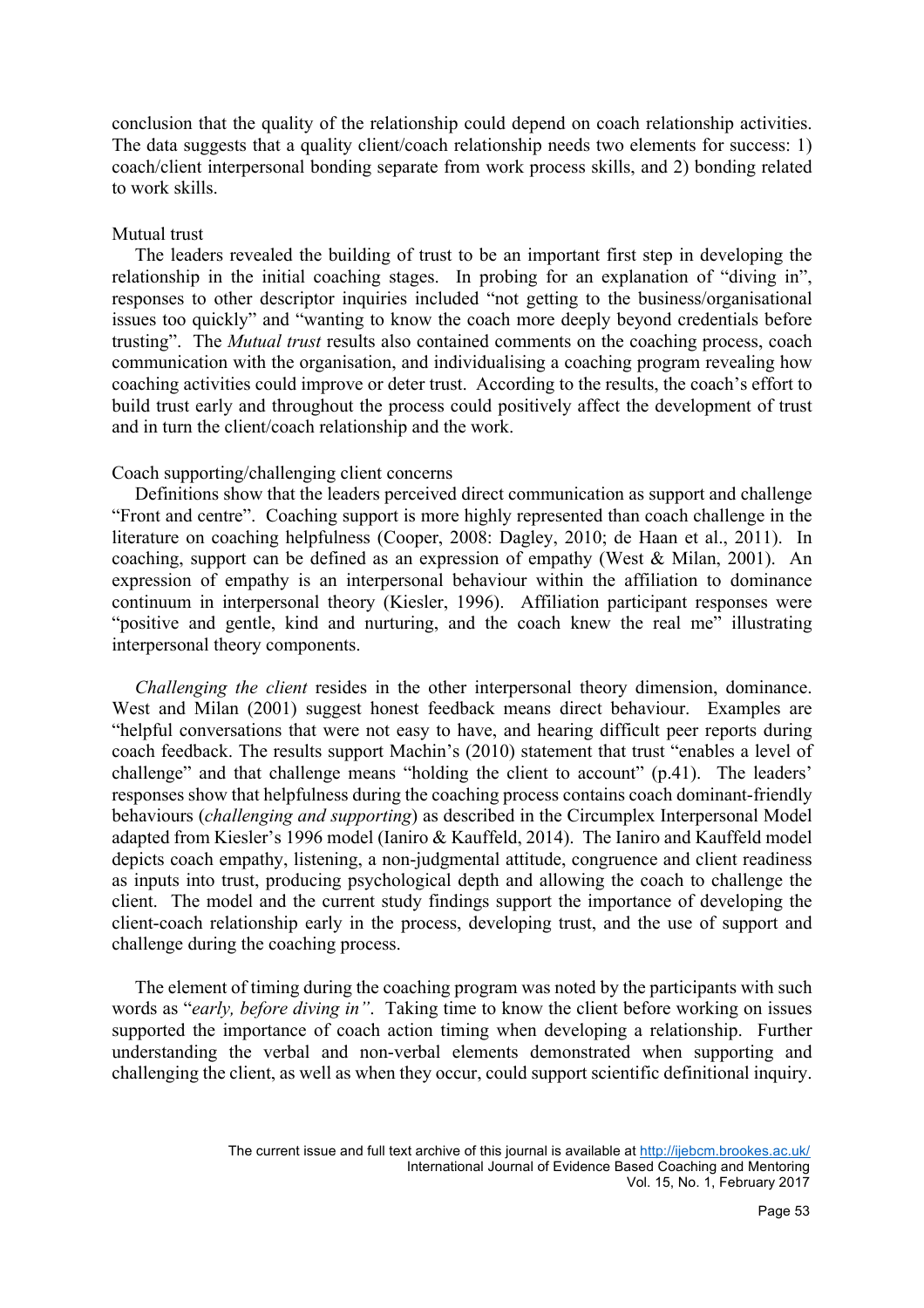conclusion that the quality of the relationship could depend on coach relationship activities. The data suggests that a quality client/coach relationship needs two elements for success: 1) coach/client interpersonal bonding separate from work process skills, and 2) bonding related to work skills.

Mutual trust

The leaders revealed the building of trust to be an important first step in developing the relationship in the initial coaching stages. In probing for an explanation of "diving in", responses to other descriptor inquiries included "not getting to the business/organisational issues too quickly" and "wanting to know the coach more deeply beyond credentials before trusting". The *Mutual trust* results also contained comments on the coaching process, coach communication with the organisation, and individualising a coaching program revealing how coaching activities could improve or deter trust. According to the results, the coach's effort to build trust early and throughout the process could positively affect the development of trust and in turn the client/coach relationship and the work.

Coach supporting/challenging client concerns

Definitions show that the leaders perceived direct communication as support and challenge "Front and centre". Coaching support is more highly represented than coach challenge in the literature on coaching helpfulness (Cooper, 2008: Dagley, 2010; de Haan et al., 2011). In coaching, support can be defined as an expression of empathy (West & Milan, 2001). An expression of empathy is an interpersonal behaviour within the affiliation to dominance continuum in interpersonal theory (Kiesler, 1996). Affiliation participant responses were "positive and gentle, kind and nurturing, and the coach knew the real me" illustrating interpersonal theory components.

*Challenging the client* resides in the other interpersonal theory dimension, dominance. West and Milan (2001) suggest honest feedback means direct behaviour. Examples are "helpful conversations that were not easy to have, and hearing difficult peer reports during coach feedback. The results support Machin's (2010) statement that trust "enables a level of challenge" and that challenge means "holding the client to account" (p.41). The leaders' responses show that helpfulness during the coaching process contains coach dominant-friendly behaviours (*challenging and supporting*) as described in the Circumplex Interpersonal Model adapted from Kiesler's 1996 model (Ianiro & Kauffeld, 2014). The Ianiro and Kauffeld model depicts coach empathy, listening, a non-judgmental attitude, congruence and client readiness as inputs into trust, producing psychological depth and allowing the coach to challenge the client. The model and the current study findings support the importance of developing the client-coach relationship early in the process, developing trust, and the use of support and challenge during the coaching process.

The element of timing during the coaching program was noted by the participants with such words as "*early, before diving in"*. Taking time to know the client before working on issues supported the importance of coach action timing when developing a relationship. Further understanding the verbal and non-verbal elements demonstrated when supporting and challenging the client, as well as when they occur, could support scientific definitional inquiry.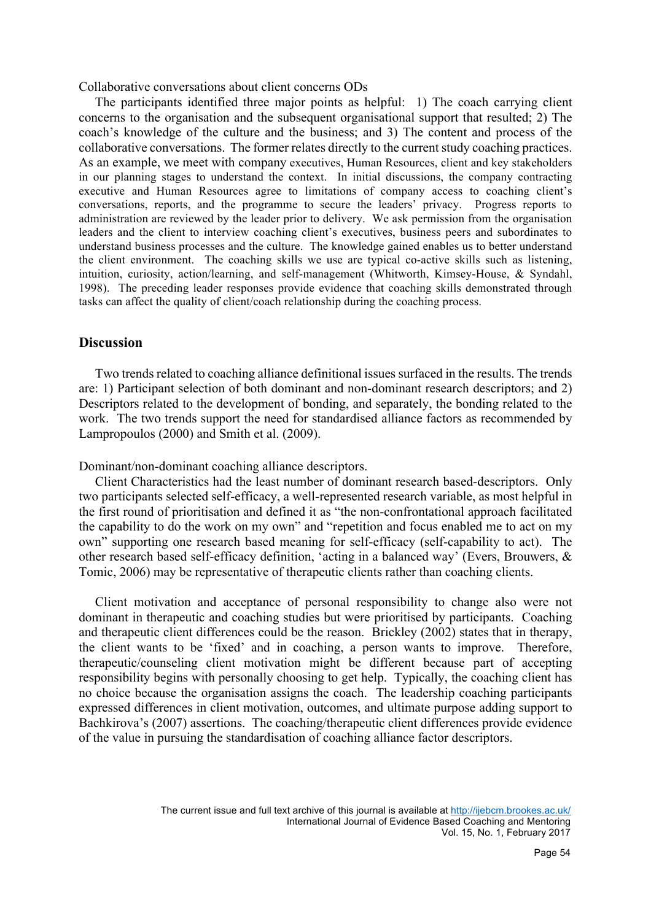Collaborative conversations about client concerns ODs

The participants identified three major points as helpful: 1) The coach carrying client concerns to the organisation and the subsequent organisational support that resulted; 2) The coach's knowledge of the culture and the business; and 3) The content and process of the collaborative conversations. The former relates directly to the current study coaching practices. As an example, we meet with company executives, Human Resources, client and key stakeholders in our planning stages to understand the context. In initial discussions, the company contracting executive and Human Resources agree to limitations of company access to coaching client's conversations, reports, and the programme to secure the leaders' privacy. Progress reports to administration are reviewed by the leader prior to delivery. We ask permission from the organisation leaders and the client to interview coaching client's executives, business peers and subordinates to understand business processes and the culture. The knowledge gained enables us to better understand the client environment. The coaching skills we use are typical co-active skills such as listening, intuition, curiosity, action/learning, and self-management (Whitworth, Kimsey-House, & Syndahl, 1998). The preceding leader responses provide evidence that coaching skills demonstrated through tasks can affect the quality of client/coach relationship during the coaching process.

## Discussion

Two trends related to coaching alliance definitional issues surfaced in the results. The trends are: 1) Participant selection of both dominant and non-dominant research descriptors; and 2) Descriptors related to the development of bonding, and separately, the bonding related to the work. The two trends support the need for standardised alliance factors as recommended by Lampropoulos (2000) and Smith et al. (2009).

Dominant/non-dominant coaching alliance descriptors.

Client Characteristics had the least number of dominant research based-descriptors. Only two participants selected self-efficacy, a well-represented research variable, as most helpful in the first round of prioritisation and defined it as "the non-confrontational approach facilitated the capability to do the work on my own" and "repetition and focus enabled me to act on my own" supporting one research based meaning for self-efficacy (self-capability to act). The other research based self-efficacy definition, 'acting in a balanced way' (Evers, Brouwers, & Tomic, 2006) may be representative of therapeutic clients rather than coaching clients.

Client motivation and acceptance of personal responsibility to change also were not dominant in therapeutic and coaching studies but were prioritised by participants. Coaching and therapeutic client differences could be the reason. Brickley (2002) states that in therapy, the client wants to be 'fixed' and in coaching, a person wants to improve. Therefore, therapeutic/counseling client motivation might be different because part of accepting responsibility begins with personally choosing to get help. Typically, the coaching client has no choice because the organisation assigns the coach. The leadership coaching participants expressed differences in client motivation, outcomes, and ultimate purpose adding support to Bachkirova's (2007) assertions. The coaching/therapeutic client differences provide evidence of the value in pursuing the standardisation of coaching alliance factor descriptors.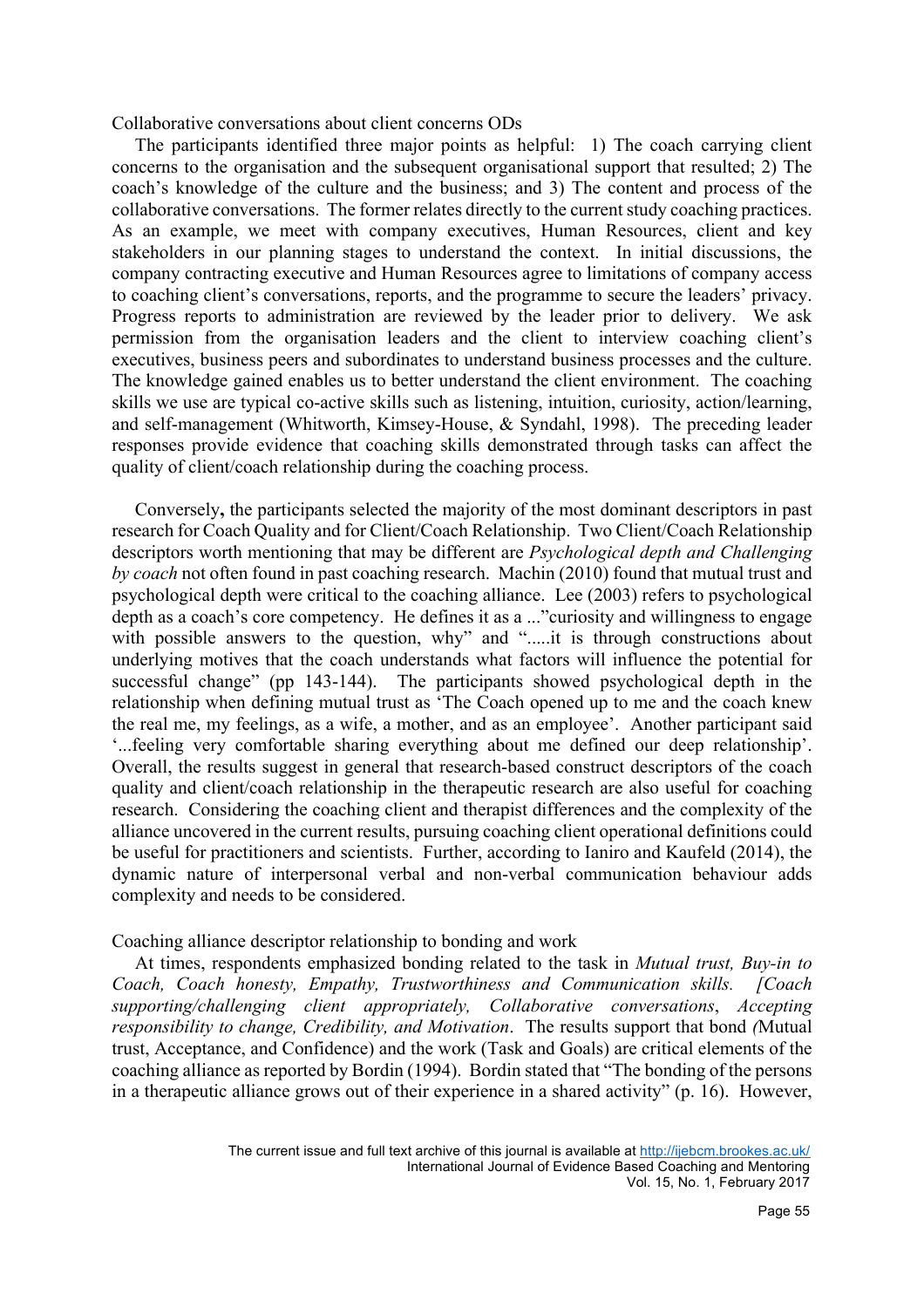Collaborative conversations about client concerns ODs

The participants identified three major points as helpful: 1) The coach carrying client concerns to the organisation and the subsequent organisational support that resulted; 2) The coach's knowledge of the culture and the business; and 3) The content and process of the collaborative conversations. The former relates directly to the current study coaching practices. As an example, we meet with company executives, Human Resources, client and key stakeholders in our planning stages to understand the context. In initial discussions, the company contracting executive and Human Resources agree to limitations of company access to coaching client's conversations, reports, and the programme to secure the leaders' privacy. Progress reports to administration are reviewed by the leader prior to delivery. We ask permission from the organisation leaders and the client to interview coaching client's executives, business peers and subordinates to understand business processes and the culture. The knowledge gained enables us to better understand the client environment. The coaching skills we use are typical co-active skills such as listening, intuition, curiosity, action/learning, and self-management (Whitworth, Kimsey-House, & Syndahl, 1998). The preceding leader responses provide evidence that coaching skills demonstrated through tasks can affect the quality of client/coach relationship during the coaching process.

Conversely**,** the participants selected the majority of the most dominant descriptors in past research for Coach Quality and for Client/Coach Relationship. Two Client/Coach Relationship descriptors worth mentioning that may be different are *Psychological depth and Challenging by coach* not often found in past coaching research. Machin (2010) found that mutual trust and psychological depth were critical to the coaching alliance. Lee (2003) refers to psychological depth as a coach's core competency. He defines it as a ..."curiosity and willingness to engage with possible answers to the question, why" and ".....it is through constructions about underlying motives that the coach understands what factors will influence the potential for successful change" (pp 143-144). The participants showed psychological depth in the relationship when defining mutual trust as 'The Coach opened up to me and the coach knew the real me, my feelings, as a wife, a mother, and as an employee'. Another participant said '...feeling very comfortable sharing everything about me defined our deep relationship'. Overall, the results suggest in general that research-based construct descriptors of the coach quality and client/coach relationship in the therapeutic research are also useful for coaching research. Considering the coaching client and therapist differences and the complexity of the alliance uncovered in the current results, pursuing coaching client operational definitions could be useful for practitioners and scientists. Further, according to Ianiro and Kaufeld (2014), the dynamic nature of interpersonal verbal and non-verbal communication behaviour adds complexity and needs to be considered.

Coaching alliance descriptor relationship to bonding and work

At times, respondents emphasized bonding related to the task in *Mutual trust, Buy-in to Coach, Coach honesty, Empathy, Trustworthiness and Communication skills. [Coach supporting/challenging client appropriately, Collaborative conversations*, *Accepting responsibility to change, Credibility, and Motivation*. The results support that bond *(*Mutual trust, Acceptance, and Confidence) and the work (Task and Goals) are critical elements of the coaching alliance as reported by Bordin (1994). Bordin stated that "The bonding of the persons in a therapeutic alliance grows out of their experience in a shared activity" (p. 16). However,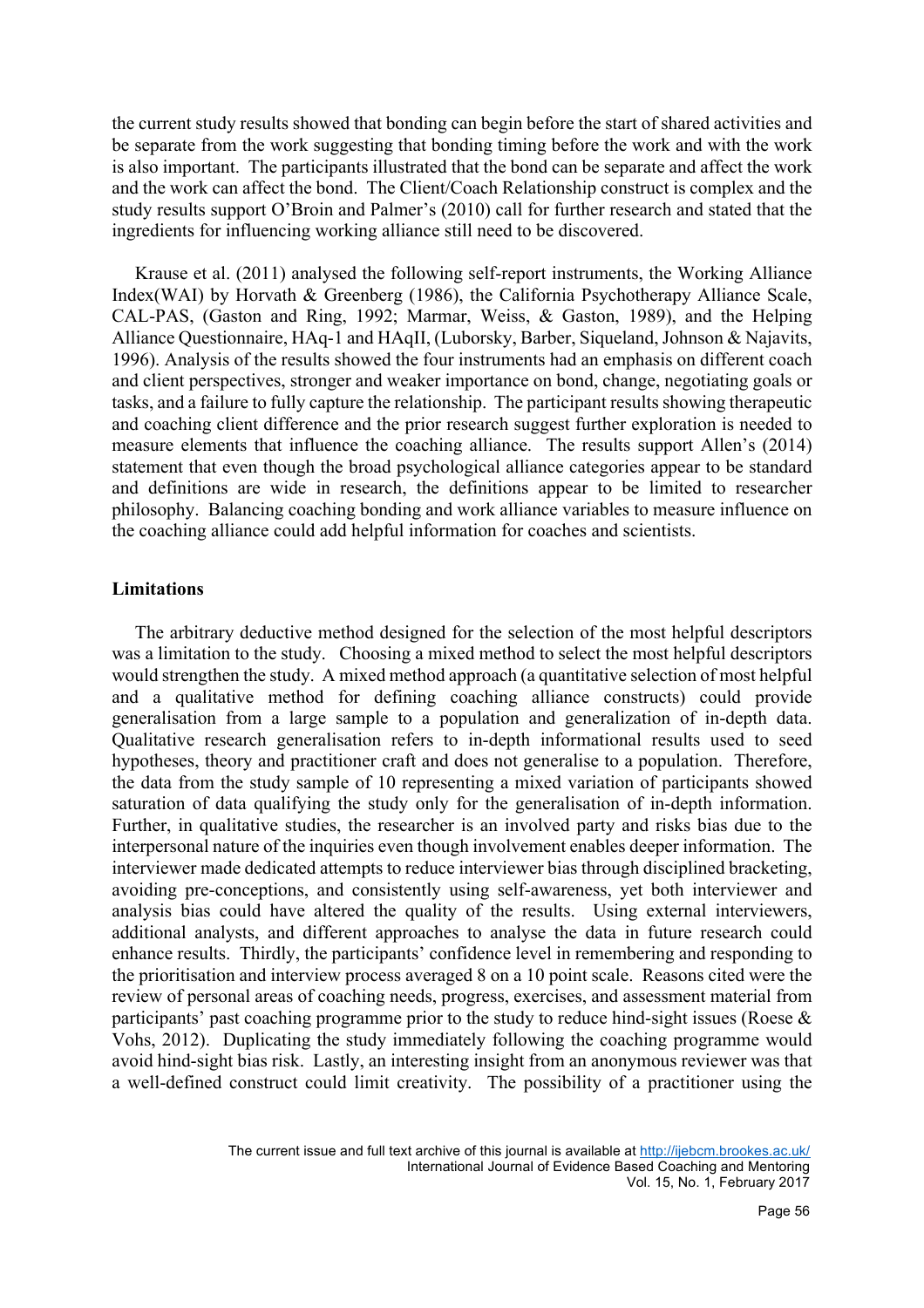the current study results showed that bonding can begin before the start of shared activities and be separate from the work suggesting that bonding timing before the work and with the work is also important. The participants illustrated that the bond can be separate and affect the work and the work can affect the bond. The Client/Coach Relationship construct is complex and the study results support O'Broin and Palmer's (2010) call for further research and stated that the ingredients for influencing working alliance still need to be discovered.

Krause et al. (2011) analysed the following self-report instruments, the Working Alliance Index(WAI) by Horvath & Greenberg (1986), the California Psychotherapy Alliance Scale, CAL-PAS, (Gaston and Ring, 1992; Marmar, Weiss, & Gaston, 1989), and the Helping Alliance Questionnaire, HAq-1 and HAqII, (Luborsky, Barber, Siqueland, Johnson & Najavits, 1996). Analysis of the results showed the four instruments had an emphasis on different coach and client perspectives, stronger and weaker importance on bond, change, negotiating goals or tasks, and a failure to fully capture the relationship. The participant results showing therapeutic and coaching client difference and the prior research suggest further exploration is needed to measure elements that influence the coaching alliance. The results support Allen's (2014) statement that even though the broad psychological alliance categories appear to be standard and definitions are wide in research, the definitions appear to be limited to researcher philosophy. Balancing coaching bonding and work alliance variables to measure influence on the coaching alliance could add helpful information for coaches and scientists.

## Limitations

The arbitrary deductive method designed for the selection of the most helpful descriptors was a limitation to the study. Choosing a mixed method to select the most helpful descriptors would strengthen the study. A mixed method approach (a quantitative selection of most helpful and a qualitative method for defining coaching alliance constructs) could provide generalisation from a large sample to a population and generalization of in-depth data. Qualitative research generalisation refers to in-depth informational results used to seed hypotheses, theory and practitioner craft and does not generalise to a population. Therefore, the data from the study sample of 10 representing a mixed variation of participants showed saturation of data qualifying the study only for the generalisation of in-depth information. Further, in qualitative studies, the researcher is an involved party and risks bias due to the interpersonal nature of the inquiries even though involvement enables deeper information. The interviewer made dedicated attempts to reduce interviewer bias through disciplined bracketing, avoiding pre-conceptions, and consistently using self-awareness, yet both interviewer and analysis bias could have altered the quality of the results. Using external interviewers, additional analysts, and different approaches to analyse the data in future research could enhance results. Thirdly, the participants' confidence level in remembering and responding to the prioritisation and interview process averaged 8 on a 10 point scale. Reasons cited were the review of personal areas of coaching needs, progress, exercises, and assessment material from participants' past coaching programme prior to the study to reduce hind-sight issues (Roese & Vohs, 2012). Duplicating the study immediately following the coaching programme would avoid hind-sight bias risk. Lastly, an interesting insight from an anonymous reviewer was that a well-defined construct could limit creativity. The possibility of a practitioner using the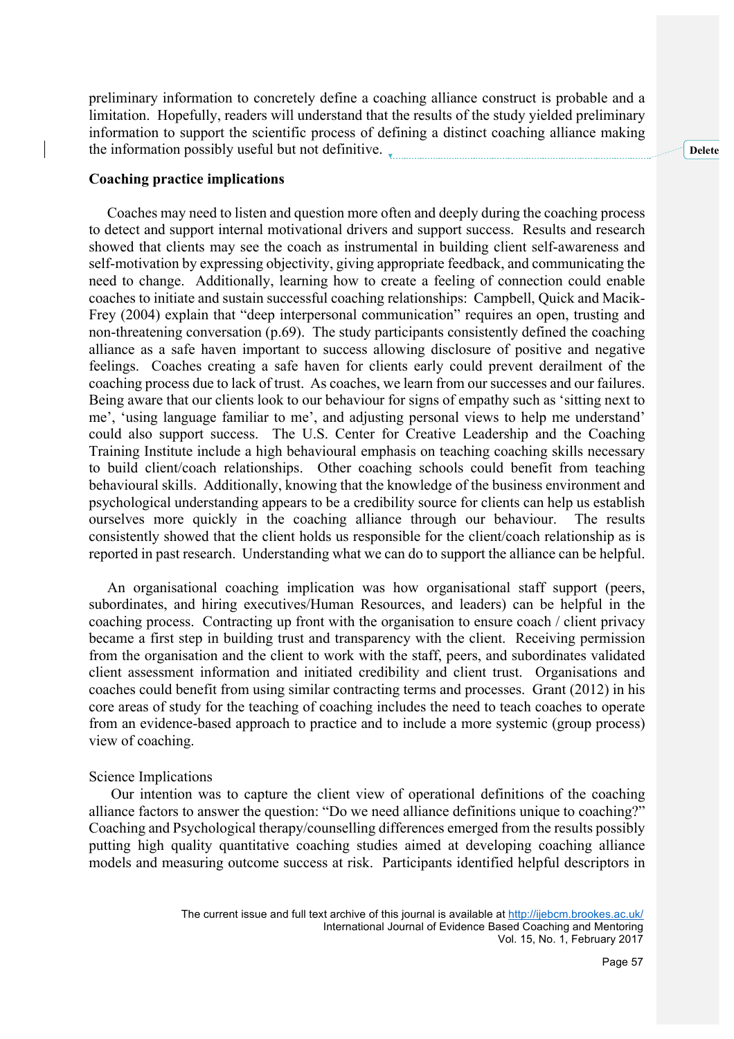preliminary information to concretely define a coaching alliance construct is probable and a limitation. Hopefully, readers will understand that the results of the study yielded preliminary information to support the scientific process of defining a distinct coaching alliance making the information possibly useful but not definitive.

## Coaching practice implications

Coaches may need to listen and question more often and deeply during the coaching process to detect and support internal motivational drivers and support success. Results and research showed that clients may see the coach as instrumental in building client self-awareness and self-motivation by expressing objectivity, giving appropriate feedback, and communicating the need to change. Additionally, learning how to create a feeling of connection could enable coaches to initiate and sustain successful coaching relationships: Campbell, Quick and Macik-Frey (2004) explain that "deep interpersonal communication" requires an open, trusting and non-threatening conversation (p.69). The study participants consistently defined the coaching alliance as a safe haven important to success allowing disclosure of positive and negative feelings. Coaches creating a safe haven for clients early could prevent derailment of the coaching process due to lack of trust. As coaches, we learn from our successes and our failures. Being aware that our clients look to our behaviour for signs of empathy such as 'sitting next to me', 'using language familiar to me', and adjusting personal views to help me understand' could also support success. The U.S. Center for Creative Leadership and the Coaching Training Institute include a high behavioural emphasis on teaching coaching skills necessary to build client/coach relationships. Other coaching schools could benefit from teaching behavioural skills. Additionally, knowing that the knowledge of the business environment and psychological understanding appears to be a credibility source for clients can help us establish ourselves more quickly in the coaching alliance through our behaviour. The results consistently showed that the client holds us responsible for the client/coach relationship as is reported in past research. Understanding what we can do to support the alliance can be helpful.

An organisational coaching implication was how organisational staff support (peers, subordinates, and hiring executives/Human Resources, and leaders) can be helpful in the coaching process. Contracting up front with the organisation to ensure coach / client privacy became a first step in building trust and transparency with the client. Receiving permission from the organisation and the client to work with the staff, peers, and subordinates validated client assessment information and initiated credibility and client trust. Organisations and coaches could benefit from using similar contracting terms and processes. Grant (2012) in his core areas of study for the teaching of coaching includes the need to teach coaches to operate from an evidence-based approach to practice and to include a more systemic (group process) view of coaching.

Science Implications

Our intention was to capture the client view of operational definitions of the coaching alliance factors to answer the question: "Do we need alliance definitions unique to coaching?" Coaching and Psychological therapy/counselling differences emerged from the results possibly putting high quality quantitative coaching studies aimed at developing coaching alliance models and measuring outcome success at risk. Participants identified helpful descriptors in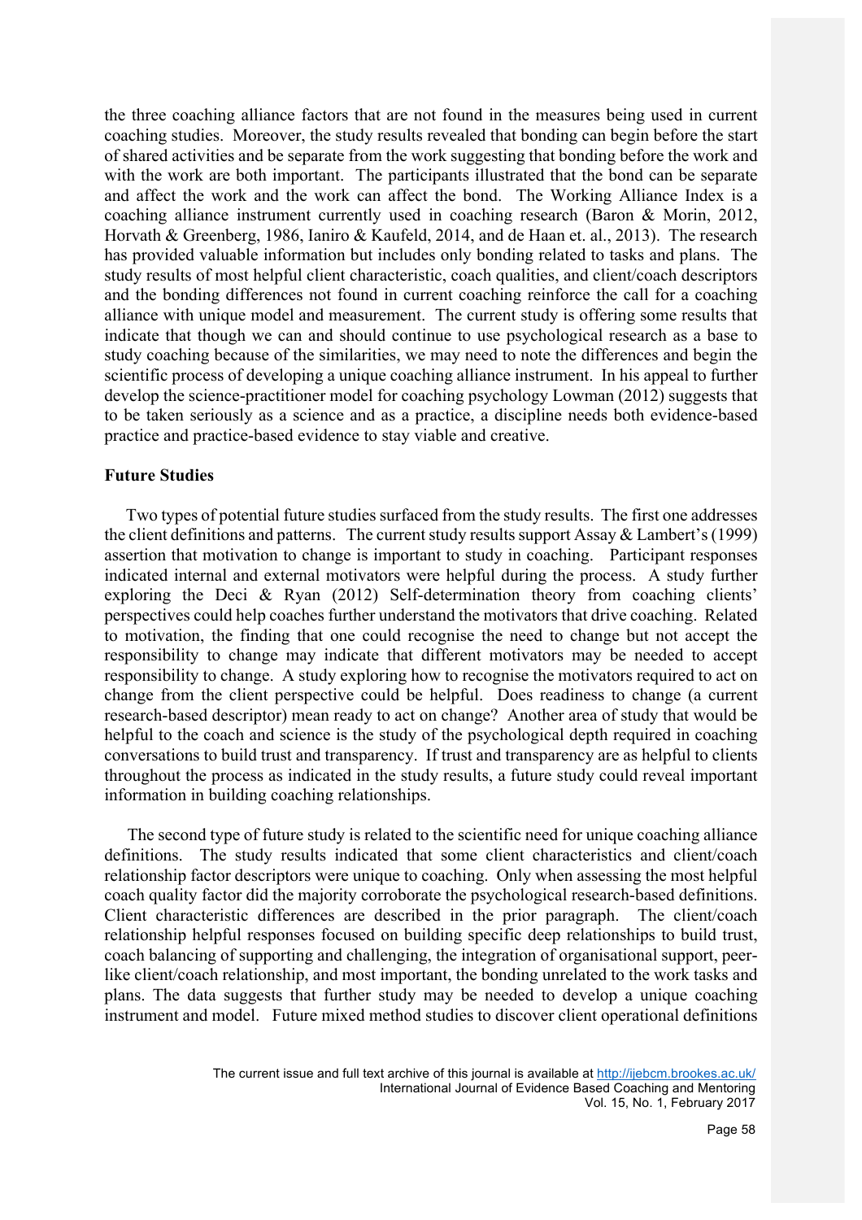the three coaching alliance factors that are not found in the measures being used in current coaching studies. Moreover, the study results revealed that bonding can begin before the start of shared activities and be separate from the work suggesting that bonding before the work and with the work are both important. The participants illustrated that the bond can be separate and affect the work and the work can affect the bond. The Working Alliance Index is a coaching alliance instrument currently used in coaching research (Baron & Morin, 2012, Horvath & Greenberg, 1986, Ianiro & Kaufeld, 2014, and de Haan et. al., 2013). The research has provided valuable information but includes only bonding related to tasks and plans. The study results of most helpful client characteristic, coach qualities, and client/coach descriptors and the bonding differences not found in current coaching reinforce the call for a coaching alliance with unique model and measurement. The current study is offering some results that indicate that though we can and should continue to use psychological research as a base to study coaching because of the similarities, we may need to note the differences and begin the scientific process of developing a unique coaching alliance instrument. In his appeal to further develop the science-practitioner model for coaching psychology Lowman (2012) suggests that to be taken seriously as a science and as a practice, a discipline needs both evidence-based practice and practice-based evidence to stay viable and creative.

**Future Studies**

Two types of potential future studies surfaced from the study results. The first one addresses the client definitions and patterns. The current study results support Assay & Lambert's (1999) assertion that motivation to change is important to study in coaching. Participant responses indicated internal and external motivators were helpful during the process. A study further exploring the Deci & Ryan (2012) Self-determination theory from coaching clients' perspectives could help coaches further understand the motivators that drive coaching. Related to motivation, the finding that one could recognise the need to change but not accept the responsibility to change may indicate that different motivators may be needed to accept responsibility to change. A study exploring how to recognise the motivators required to act on change from the client perspective could be helpful. Does readiness to change (a current research-based descriptor) mean ready to act on change? Another area of study that would be helpful to the coach and science is the study of the psychological depth required in coaching conversations to build trust and transparency. If trust and transparency are as helpful to clients throughout the process as indicated in the study results, a future study could reveal important information in building coaching relationships.

The second type of future study is related to the scientific need for unique coaching alliance definitions. The study results indicated that some client characteristics and client/coach relationship factor descriptors were unique to coaching. Only when assessing the most helpful coach quality factor did the majority corroborate the psychological research-based definitions. Client characteristic differences are described in the prior paragraph. The client/coach relationship helpful responses focused on building specific deep relationships to build trust, coach balancing of supporting and challenging, the integration of organisational support, peer-like client/coach relationship, and most important, the bonding unrelated to the work tasks and plans. The data suggests that further study may be needed to develop a unique coaching instrument and model. Future mixed method studies to discover client operational definitions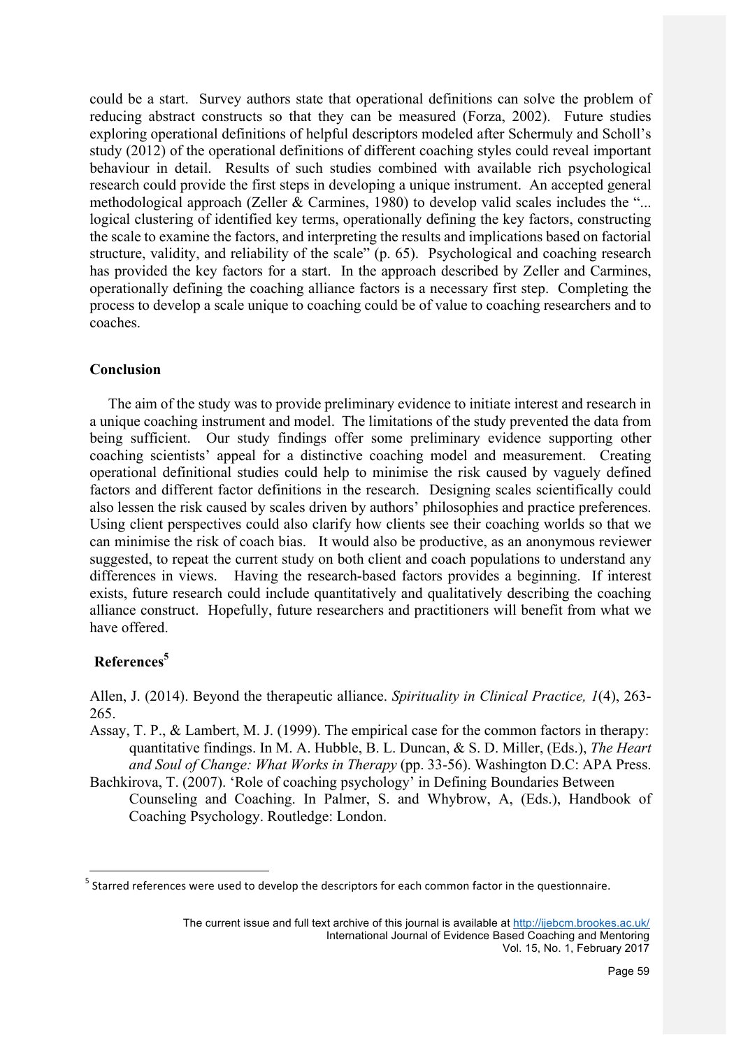could be a start. Survey authors state that operational definitions can solve the problem of reducing abstract constructs so that they can be measured (Forza, 2002). Future studies exploring operational definitions of helpful descriptors modeled after Schermuly and Scholl's study (2012) of the operational definitions of different coaching styles could reveal important behaviour in detail. Results of such studies combined with available rich psychological research could provide the first steps in developing a unique instrument. An accepted general methodological approach (Zeller & Carmines, 1980) to develop valid scales includes the "... logical clustering of identified key terms, operationally defining the key factors, constructing the scale to examine the factors, and interpreting the results and implications based on factorial structure, validity, and reliability of the scale" (p. 65). Psychological and coaching research has provided the key factors for a start. In the approach described by Zeller and Carmines, operationally defining the coaching alliance factors is a necessary first step. Completing the process to develop a scale unique to coaching could be of value to coaching researchers and to coaches.

## Conclusion

The aim of the study was to provide preliminary evidence to initiate interest and research in a unique coaching instrument and model. The limitations of the study prevented the data from being sufficient. Our study findings offer some preliminary evidence supporting other coaching scientists' appeal for a distinctive coaching model and measurement. Creating operational definitional studies could help to minimise the risk caused by vaguely defined factors and different factor definitions in the research. Designing scales scientifically could also lessen the risk caused by scales driven by authors' philosophies and practice preferences. Using client perspectives could also clarify how clients see their coaching worlds so that we can minimise the risk of coach bias. It would also be productive, as an anonymous reviewer suggested, to repeat the current study on both client and coach populations to understand any differences in views. Having the research-based factors provides a beginning. If interest exists, future research could include quantitatively and qualitatively describing the coaching alliance construct. Hopefully, future researchers and practitioners will benefit from what we have offered.

## References[5]

Allen, J. (2014). Beyond the therapeutic alliance. *Spirituality in Clinical Practice, 1*(4), 263-265.

Assay, T. P., & Lambert, M. J. (1999). The empirical case for the common factors in therapy: quantitative findings. In M. A. Hubble, B. L. Duncan, & S. D. Miller, (Eds.), *The Heart and Soul of Change: What Works in Therapy* (pp. 33-56). Washington D.C: APA Press.

Bachkirova, T. (2007). 'Role of coaching psychology' in Defining Boundaries Between Counseling and Coaching. In Palmer, S. and Whybrow, A, (Eds.), Handbook of Coaching Psychology. Routledge: London.

[5] Starred references were used to develop the descriptors for each common factor in the questionnaire.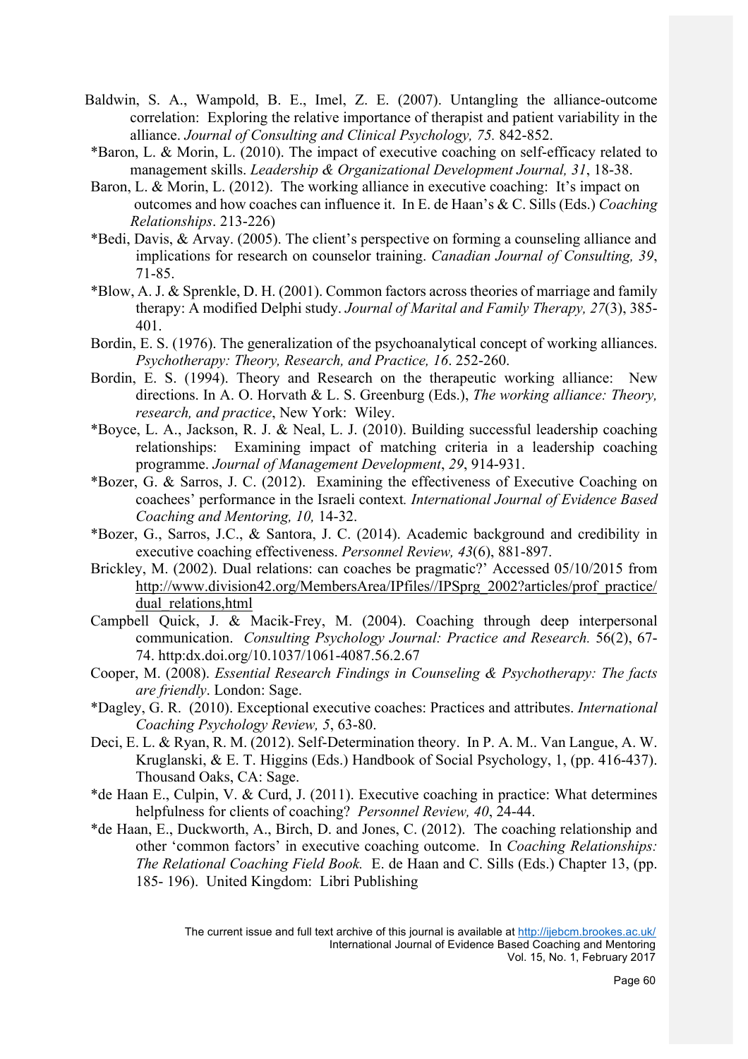Baldwin, S. A., Wampold, B. E., Imel, Z. E. (2007). Untangling the alliance-outcome correlation: Exploring the relative importance of therapist and patient variability in the alliance. *Journal of Consulting and Clinical Psychology, 75.* 842-852.

*Baron, L. & Morin, L. (2010). The impact of executive coaching on self-efficacy related to management skills. *Leadership & Organizational Development Journal, 31*, 18-38.

Baron, L. & Morin, L. (2012). The working alliance in executive coaching: It's impact on outcomes and how coaches can influence it. In E. de Haan's & C. Sills (Eds.) *Coaching Relationships*. 213-226)

*Bedi, Davis, & Arvay. (2005). The client's perspective on forming a counseling alliance and implications for research on counselor training. *Canadian Journal of Consulting, 39*, 71-85.

*Blow, A. J. & Sprenkle, D. H. (2001). Common factors across theories of marriage and family therapy: A modified Delphi study. *Journal of Marital and Family Therapy, 27*(3), 385-401.

Bordin, E. S. (1976). The generalization of the psychoanalytical concept of working alliances. *Psychotherapy: Theory, Research, and Practice, 16*. 252-260.

Bordin, E. S. (1994). Theory and Research on the therapeutic working alliance: New directions. In A. O. Horvath & L. S. Greenburg (Eds.), *The working alliance: Theory, research, and practice*, New York: Wiley.

*Boyce, L. A., Jackson, R. J. & Neal, L. J. (2010). Building successful leadership coaching relationships: Examining impact of matching criteria in a leadership coaching programme. *Journal of Management Development*, *29*, 914-931.

*Bozer, G. & Sarros, J. C. (2012). Examining the effectiveness of Executive Coaching on coachees' performance in the Israeli context*.* *International Journal of Evidence Based Coaching and Mentoring, 10,* 14-32.

*Bozer, G., Sarros, J.C., & Santora, J. C. (2014). Academic background and credibility in executive coaching effectiveness. *Personnel Review, 43*(6), 881-897.

Brickley, M. (2002). Dual relations: can coaches be pragmatic?' Accessed 05/10/2015 from http://www.division42.org/MembersArea/IPfiles//IPSprg_2002?articles/prof_practice/dual_relations,html

Campbell Quick, J. & Macik-Frey, M. (2004). Coaching through deep interpersonal communication. *Consulting Psychology Journal: Practice and Research.* 56(2), 67-74. http:dx.doi.org/10.1037/1061-4087.56.2.67

Cooper, M. (2008). *Essential Research Findings in Counseling & Psychotherapy: The facts are friendly*. London: Sage.

*Dagley, G. R. (2010). Exceptional executive coaches: Practices and attributes. *International Coaching Psychology Review, 5*, 63-80.

Deci, E. L. & Ryan, R. M. (2012). Self-Determination theory. In P. A. M.. Van Langue, A. W. Kruglanski, & E. T. Higgins (Eds.) Handbook of Social Psychology, 1, (pp. 416-437). Thousand Oaks, CA: Sage.

*de Haan E., Culpin, V. & Curd, J. (2011). Executive coaching in practice: What determines helpfulness for clients of coaching? *Personnel Review, 40*, 24-44.

*de Haan, E., Duckworth, A., Birch, D. and Jones, C. (2012). The coaching relationship and other 'common factors' in executive coaching outcome. In *Coaching Relationships: The Relational Coaching Field Book.* E. de Haan and C. Sills (Eds.) Chapter 13, (pp. 185- 196). United Kingdom: Libri Publishing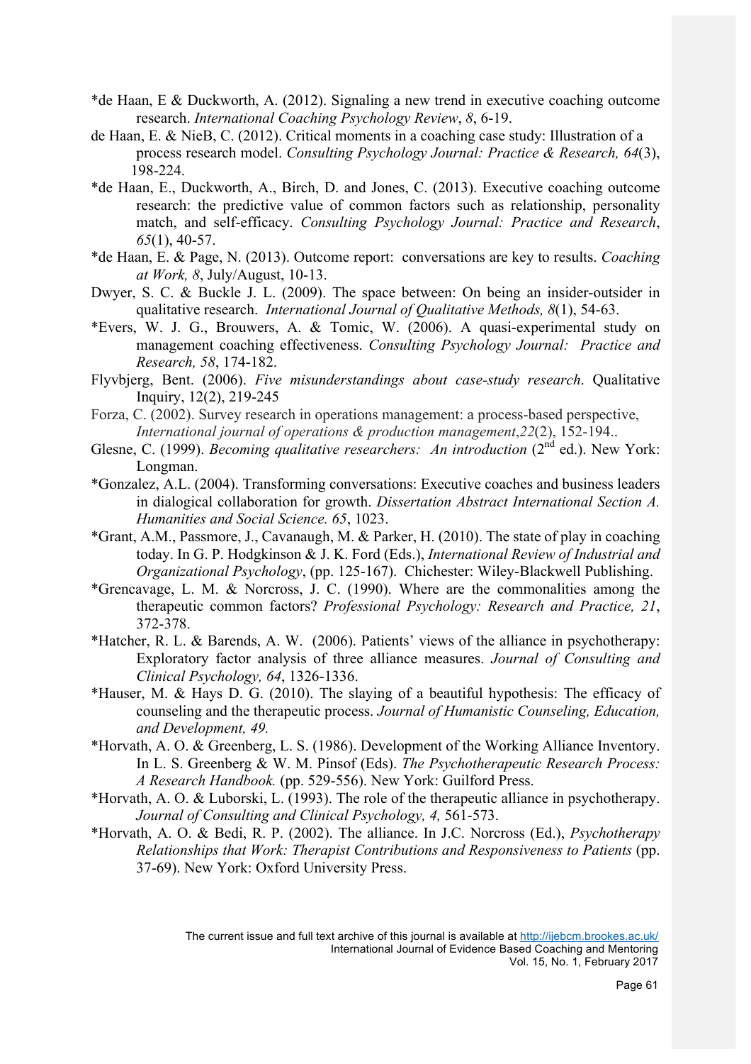*de Haan, E & Duckworth, A. (2012). Signaling a new trend in executive coaching outcome research. *International Coaching Psychology Review*, *8*, 6-19.

de Haan, E. & NieB, C. (2012). Critical moments in a coaching case study: Illustration of a process research model. *Consulting Psychology Journal: Practice & Research, 64*(3), 198-224.

*de Haan, E., Duckworth, A., Birch, D. and Jones, C. (2013). Executive coaching outcome research: the predictive value of common factors such as relationship, personality match, and self-efficacy. *Consulting Psychology Journal: Practice and Research*, *65*(1), 40-57.

*de Haan, E. & Page, N. (2013). Outcome report: conversations are key to results. *Coaching at Work, 8*, July/August, 10-13.

Dwyer, S. C. & Buckle J. L. (2009). The space between: On being an insider-outsider in qualitative research. *International Journal of Qualitative Methods, 8*(1), 54-63.

*Evers, W. J. G., Brouwers, A. & Tomic, W. (2006). A quasi-experimental study on management coaching effectiveness. *Consulting Psychology Journal: Practice and Research, 58*, 174-182.

Flyvbjerg, Bent. (2006). *Five misunderstandings about case-study research*. Qualitative Inquiry, 12(2), 219-245

Forza, C. (2002). Survey research in operations management: a process-based perspective, *International journal of operations & production management*,*22*(2), 152-194..

Glesne, C. (1999). *Becoming qualitative researchers: An introduction* (2nd ed.). New York: Longman.

*Gonzalez, A.L. (2004). Transforming conversations: Executive coaches and business leaders in dialogical collaboration for growth. *Dissertation Abstract International Section A. Humanities and Social Science. 65*, 1023.

*Grant, A.M., Passmore, J., Cavanaugh, M. & Parker, H. (2010). The state of play in coaching today. In G. P. Hodgkinson & J. K. Ford (Eds.), *International Review of Industrial and Organizational Psychology*, (pp. 125-167). Chichester: Wiley-Blackwell Publishing.

*Grencavage, L. M. & Norcross, J. C. (1990). Where are the commonalities among the therapeutic common factors? *Professional Psychology: Research and Practice, 21*, 372-378.

*Hatcher, R. L. & Barends, A. W. (2006). Patients' views of the alliance in psychotherapy: Exploratory factor analysis of three alliance measures. *Journal of Consulting and Clinical Psychology, 64*, 1326-1336.

*Hauser, M. & Hays D. G. (2010). The slaying of a beautiful hypothesis: The efficacy of counseling and the therapeutic process. *Journal of Humanistic Counseling, Education, and Development, 49.*

*Horvath, A. O. & Greenberg, L. S. (1986). Development of the Working Alliance Inventory. In L. S. Greenberg & W. M. Pinsof (Eds). *The Psychotherapeutic Research Process: A Research Handbook.* (pp. 529-556). New York: Guilford Press.

*Horvath, A. O. & Luborski, L. (1993). The role of the therapeutic alliance in psychotherapy. *Journal of Consulting and Clinical Psychology, 4,* 561-573.

*Horvath, A. O. & Bedi, R. P. (2002). The alliance. In J.C. Norcross (Ed.), *Psychotherapy Relationships that Work: Therapist Contributions and Responsiveness to Patients* (pp. 37-69). New York: Oxford University Press.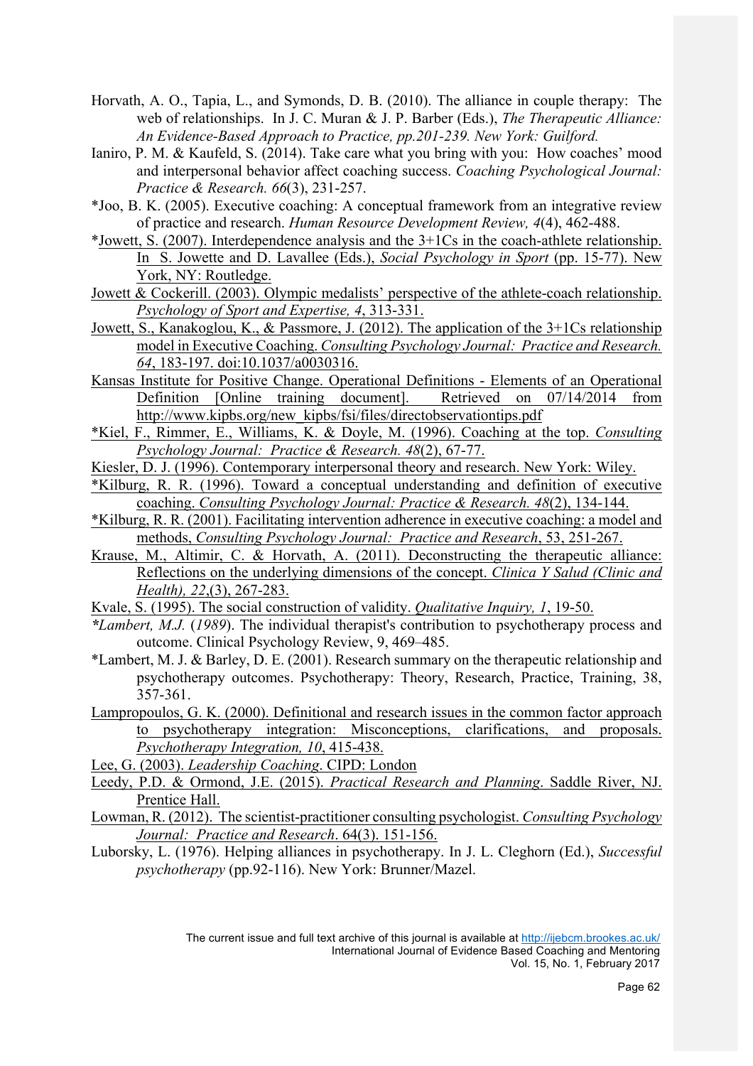Horvath, A. O., Tapia, L., and Symonds, D. B. (2010). The alliance in couple therapy: The web of relationships. In J. C. Muran & J. P. Barber (Eds.), *The Therapeutic Alliance: An Evidence-Based Approach to Practice, pp.201-239. New York: Guilford.*

Ianiro, P. M. & Kaufeld, S. (2014). Take care what you bring with you: How coaches' mood and interpersonal behavior affect coaching success. *Coaching Psychological Journal: Practice & Research. 66*(3), 231-257.

*Joo, B. K. (2005). Executive coaching: A conceptual framework from an integrative review of practice and research. *Human Resource Development Review, 4*(4), 462-488.

*Jowett, S. (2007). Interdependence analysis and the 3+1Cs in the coach-athlete relationship. In S. Jowette and D. Lavallee (Eds.), *Social Psychology in Sport* (pp. 15-77). New York, NY: Routledge.

Jowett & Cockerill. (2003). Olympic medalists' perspective of the athlete-coach relationship. *Psychology of Sport and Expertise, 4*, 313-331.

Jowett, S., Kanakoglou, K., & Passmore, J. (2012). The application of the 3+1Cs relationship model in Executive Coaching. *Consulting Psychology Journal: Practice and Research. 64*, 183-197. doi:10.1037/a0030316.

Kansas Institute for Positive Change. Operational Definitions - Elements of an Operational Definition [Online training document]. Retrieved on 07/14/2014 from http://www.kipbs.org/new_kipbs/fsi/files/directobservationtips.pdf

*Kiel, F., Rimmer, E., Williams, K. & Doyle, M. (1996). Coaching at the top. *Consulting Psychology Journal: Practice & Research. 48*(2), 67-77.

Kiesler, D. J. (1996). Contemporary interpersonal theory and research. New York: Wiley.

*Kilburg, R. R. (1996). Toward a conceptual understanding and definition of executive coaching. *Consulting Psychology Journal: Practice & Research. 48*(2), 134-144.

*Kilburg, R. R. (2001). Facilitating intervention adherence in executive coaching: a model and methods, *Consulting Psychology Journal: Practice and Research*, 53, 251-267.

Krause, M., Altimir, C. & Horvath, A. (2011). Deconstructing the therapeutic alliance: Reflections on the underlying dimensions of the concept. *Clinica Y Salud (Clinic and Health), 22*,(3), 267-283.

Kvale, S. (1995). The social construction of validity. *Qualitative Inquiry, 1*, 19-50.

**Lambert, M.J.* (*1989*). The individual therapist's contribution to psychotherapy process and outcome. Clinical Psychology Review, 9, 469–485.

*Lambert, M. J. & Barley, D. E. (2001). Research summary on the therapeutic relationship and psychotherapy outcomes. Psychotherapy: Theory, Research, Practice, Training, 38, 357-361.

Lampropoulos, G. K. (2000). Definitional and research issues in the common factor approach to psychotherapy integration: Misconceptions, clarifications, and proposals. *Psychotherapy Integration, 10*, 415-438.

Lee, G. (2003). *Leadership Coaching*. CIPD: London

Leedy, P.D. & Ormond, J.E. (2015). *Practical Research and Planning*. Saddle River, NJ. Prentice Hall.

Lowman, R. (2012). The scientist-practitioner consulting psychologist. *Consulting Psychology Journal: Practice and Research*. 64(3). 151-156.

Luborsky, L. (1976). Helping alliances in psychotherapy. In J. L. Cleghorn (Ed.), *Successful psychotherapy* (pp.92-116). New York: Brunner/Mazel.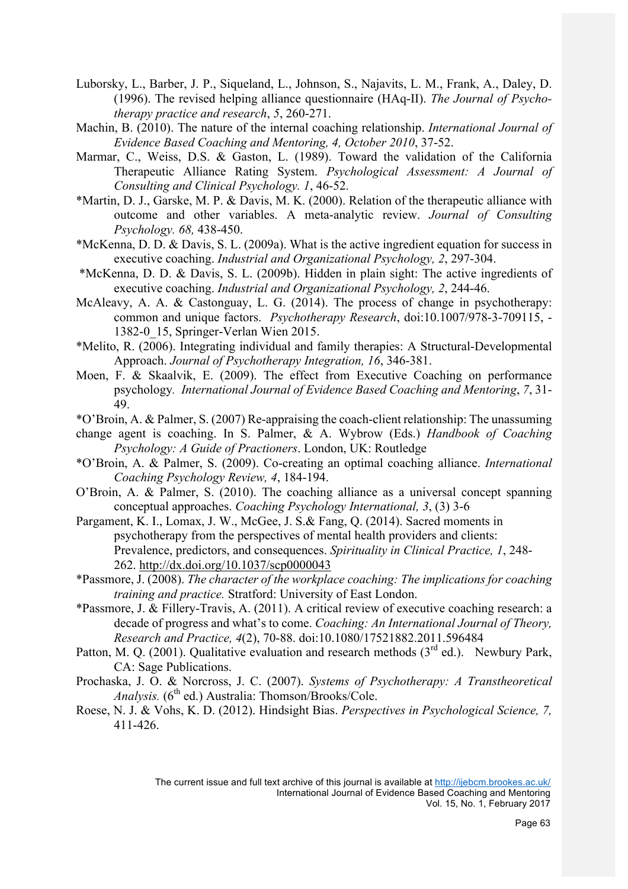Luborsky, L., Barber, J. P., Siqueland, L., Johnson, S., Najavits, L. M., Frank, A., Daley, D. (1996). The revised helping alliance questionnaire (HAq-II). *The Journal of Psychotherapy practice and research*, *5*, 260-271.

Machin, B. (2010). The nature of the internal coaching relationship. *International Journal of Evidence Based Coaching and Mentoring, 4, October 2010*, 37-52.

Marmar, C., Weiss, D.S. & Gaston, L. (1989). Toward the validation of the California Therapeutic Alliance Rating System. *Psychological Assessment: A Journal of Consulting and Clinical Psychology. 1*, 46-52.

*Martin, D. J., Garske, M. P. & Davis, M. K. (2000). Relation of the therapeutic alliance with outcome and other variables. A meta-analytic review. *Journal of Consulting Psychology. 68,* 438-450.

*McKenna, D. D. & Davis, S. L. (2009a). What is the active ingredient equation for success in executive coaching. *Industrial and Organizational Psychology, 2*, 297-304.

*McKenna, D. D. & Davis, S. L. (2009b). Hidden in plain sight: The active ingredients of executive coaching. *Industrial and Organizational Psychology, 2*, 244-46.

McAleavy, A. A. & Castonguay, L. G. (2014). The process of change in psychotherapy: common and unique factors. *Psychotherapy Research*, doi:10.1007/978-3-709115, -1382-0_15, Springer-Verlan Wien 2015.

*Melito, R. (2006). Integrating individual and family therapies: A Structural-Developmental Approach. *Journal of Psychotherapy Integration, 16*, 346-381.

Moen, F. & Skaalvik, E. (2009). The effect from Executive Coaching on performance psychology. *International Journal of Evidence Based Coaching and Mentoring*, *7*, 31-49.

*O'Broin, A. & Palmer, S. (2007) Re-appraising the coach-client relationship: The unassuming change agent is coaching. In S. Palmer, & A. Wybrow (Eds.) *Handbook of Coaching Psychology: A Guide of Practioners*. London, UK: Routledge

*O'Broin, A. & Palmer, S. (2009). Co-creating an optimal coaching alliance. *International Coaching Psychology Review, 4*, 184-194.

O'Broin, A. & Palmer, S. (2010). The coaching alliance as a universal concept spanning conceptual approaches. *Coaching Psychology International, 3*, (3) 3-6

Pargament, K. I., Lomax, J. W., McGee, J. S.& Fang, Q. (2014). Sacred moments in psychotherapy from the perspectives of mental health providers and clients: Prevalence, predictors, and consequences. *Spirituality in Clinical Practice, 1*, 248-262. http://dx.doi.org/10.1037/scp0000043

*Passmore, J. (2008). *The character of the workplace coaching: The implications for coaching training and practice.* Stratford: University of East London.

*Passmore, J. & Fillery-Travis, A. (2011). A critical review of executive coaching research: a decade of progress and what's to come. *Coaching: An International Journal of Theory, Research and Practice, 4*(2), 70-88. doi:10.1080/17521882.2011.596484

Patton, M. Q. (2001). Qualitative evaluation and research methods (3rd ed.). Newbury Park, CA: Sage Publications.

Prochaska, J. O. & Norcross, J. C. (2007). *Systems of Psychotherapy: A Transtheoretical Analysis.* (6th ed.) Australia: Thomson/Brooks/Cole.

Roese, N. J. & Vohs, K. D. (2012). Hindsight Bias. *Perspectives in Psychological Science, 7,* 411-426.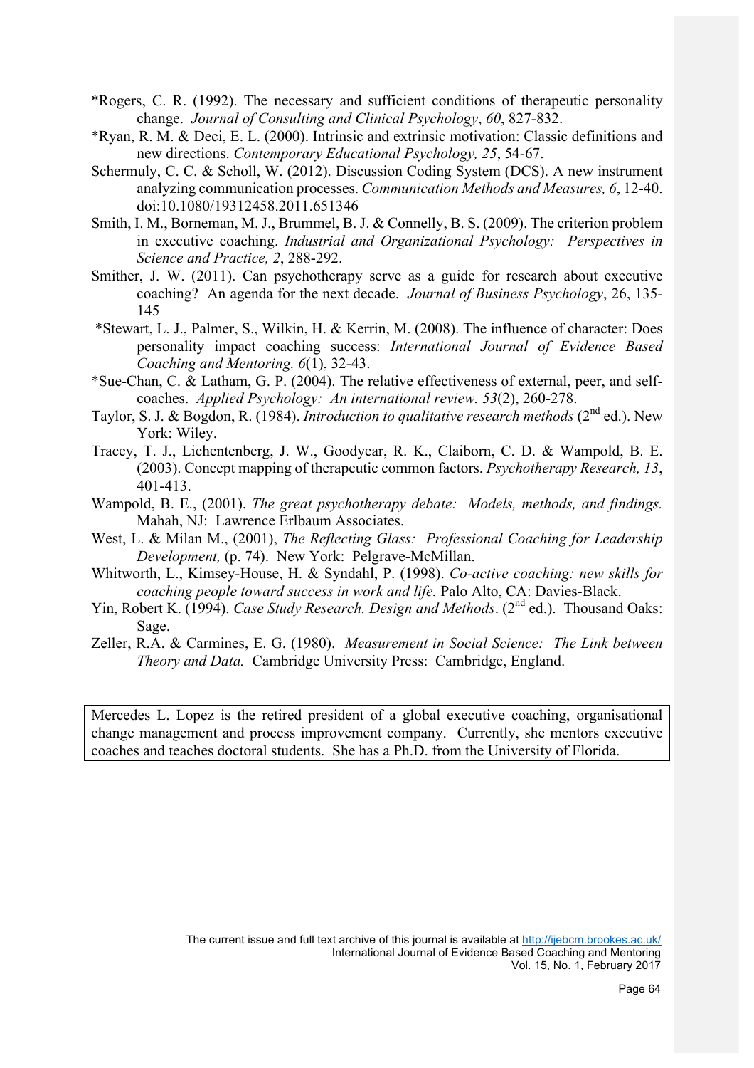*Rogers, C. R. (1992). The necessary and sufficient conditions of therapeutic personality change. *Journal of Consulting and Clinical Psychology*, *60*, 827-832.

*Ryan, R. M. & Deci, E. L. (2000). Intrinsic and extrinsic motivation: Classic definitions and new directions. *Contemporary Educational Psychology, 25*, 54-67.

Schermuly, C. C. & Scholl, W. (2012). Discussion Coding System (DCS). A new instrument analyzing communication processes. *Communication Methods and Measures, 6*, 12-40. doi:10.1080/19312458.2011.651346

Smith, I. M., Borneman, M. J., Brummel, B. J. & Connelly, B. S. (2009). The criterion problem in executive coaching. *Industrial and Organizational Psychology: Perspectives in Science and Practice, 2*, 288-292.

Smither, J. W. (2011). Can psychotherapy serve as a guide for research about executive coaching? An agenda for the next decade. *Journal of Business Psychology*, 26, 135-145

*Stewart, L. J., Palmer, S., Wilkin, H. & Kerrin, M. (2008). The influence of character: Does personality impact coaching success: *International Journal of Evidence Based Coaching and Mentoring. 6*(1), 32-43.

*Sue-Chan, C. & Latham, G. P. (2004). The relative effectiveness of external, peer, and self-coaches. *Applied Psychology: An international review. 53*(2), 260-278.

Taylor, S. J. & Bogdon, R. (1984). *Introduction to qualitative research methods* (2nd ed.). New York: Wiley.

Tracey, T. J., Lichentenberg, J. W., Goodyear, R. K., Claiborn, C. D. & Wampold, B. E. (2003). Concept mapping of therapeutic common factors. *Psychotherapy Research, 13*, 401-413.

Wampold, B. E., (2001). *The great psychotherapy debate: Models, methods, and findings.* Mahah, NJ: Lawrence Erlbaum Associates.

West, L. & Milan M., (2001), *The Reflecting Glass: Professional Coaching for Leadership Development,* (p. 74). New York: Pelgrave-McMillan.

Whitworth, L., Kimsey-House, H. & Syndahl, P. (1998). *Co-active coaching: new skills for coaching people toward success in work and life.* Palo Alto, CA: Davies-Black.

Yin, Robert K. (1994). *Case Study Research. Design and Methods*. (2nd ed.). Thousand Oaks: Sage.

Zeller, R.A. & Carmines, E. G. (1980). *Measurement in Social Science: The Link between Theory and Data.* Cambridge University Press: Cambridge, England.

Mercedes L. Lopez is the retired president of a global executive coaching, organisational change management and process improvement company. Currently, she mentors executive coaches and teaches doctoral students. She has a Ph.D. from the University of Florida.